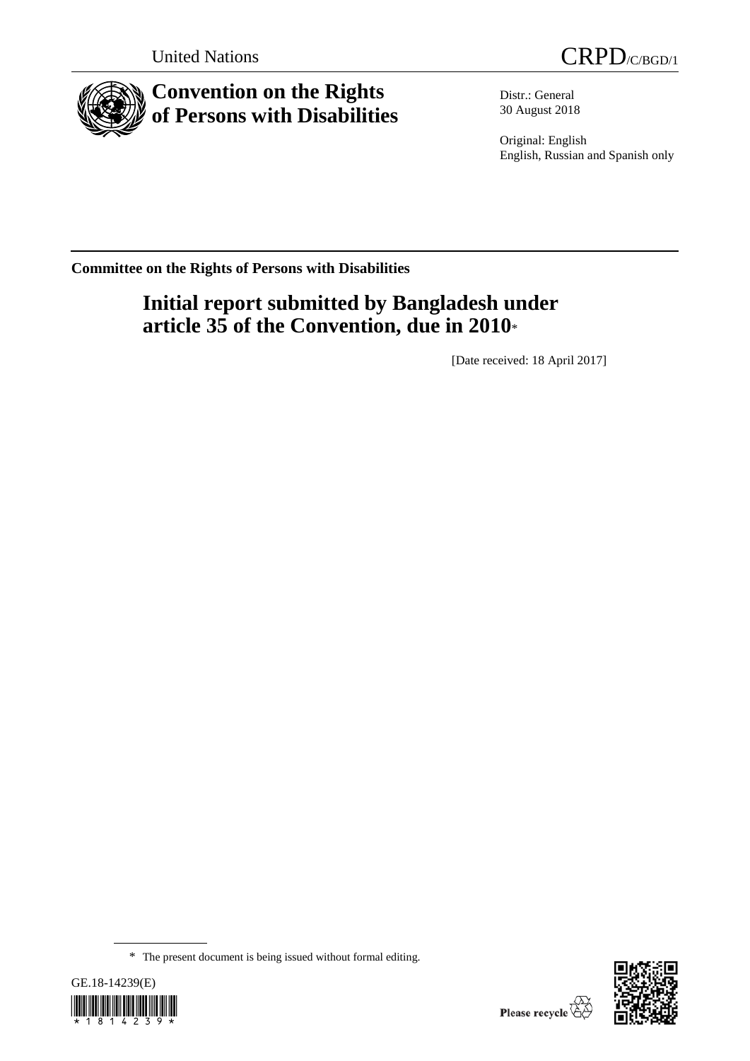United Nations

CRPD/C/BGD/1

# Convention on the Rights of Persons with Disabilities

Distr.: General
30 August 2018

Original: English
English, Russian and Spanish only

**Committee on the Rights of Persons with Disabilities**

## Initial report submitted by Bangladesh under article 35 of the Convention, due in 2010*

[Date received: 18 April 2017]

\* The present document is being issued without formal editing.

GE.18-14239(E)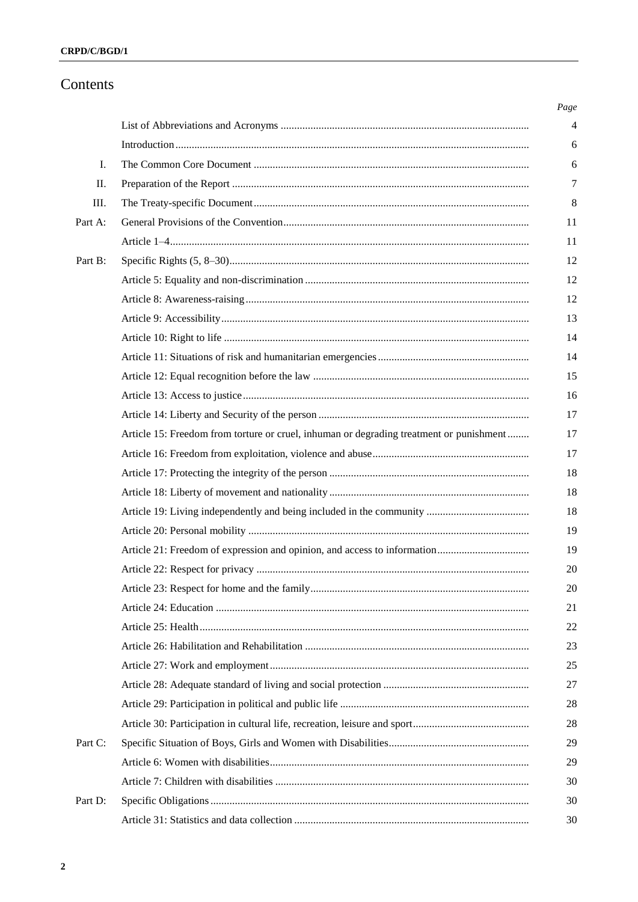# Contents

| | | Page |
|---|---|---|
| | List of Abbreviations and Acronyms | 4 |
| | Introduction | 6 |
| I. | The Common Core Document | 6 |
| II. | Preparation of the Report | 7 |
| III. | The Treaty-specific Document | 8 |
| Part A: | General Provisions of the Convention | 11 |
| | Article 1–4 | 11 |
| Part B: | Specific Rights (5, 8–30) | 12 |
| | Article 5: Equality and non-discrimination | 12 |
| | Article 8: Awareness-raising | 12 |
| | Article 9: Accessibility | 13 |
| | Article 10: Right to life | 14 |
| | Article 11: Situations of risk and humanitarian emergencies | 14 |
| | Article 12: Equal recognition before the law | 15 |
| | Article 13: Access to justice | 16 |
| | Article 14: Liberty and Security of the person | 17 |
| | Article 15: Freedom from torture or cruel, inhuman or degrading treatment or punishment | 17 |
| | Article 16: Freedom from exploitation, violence and abuse | 17 |
| | Article 17: Protecting the integrity of the person | 18 |
| | Article 18: Liberty of movement and nationality | 18 |
| | Article 19: Living independently and being included in the community | 18 |
| | Article 20: Personal mobility | 19 |
| | Article 21: Freedom of expression and opinion, and access to information | 19 |
| | Article 22: Respect for privacy | 20 |
| | Article 23: Respect for home and the family | 20 |
| | Article 24: Education | 21 |
| | Article 25: Health | 22 |
| | Article 26: Habilitation and Rehabilitation | 23 |
| | Article 27: Work and employment | 25 |
| | Article 28: Adequate standard of living and social protection | 27 |
| | Article 29: Participation in political and public life | 28 |
| | Article 30: Participation in cultural life, recreation, leisure and sport | 28 |
| Part C: | Specific Situation of Boys, Girls and Women with Disabilities | 29 |
| | Article 6: Women with disabilities | 29 |
| | Article 7: Children with disabilities | 30 |
| Part D: | Specific Obligations | 30 |
| | Article 31: Statistics and data collection | 30 |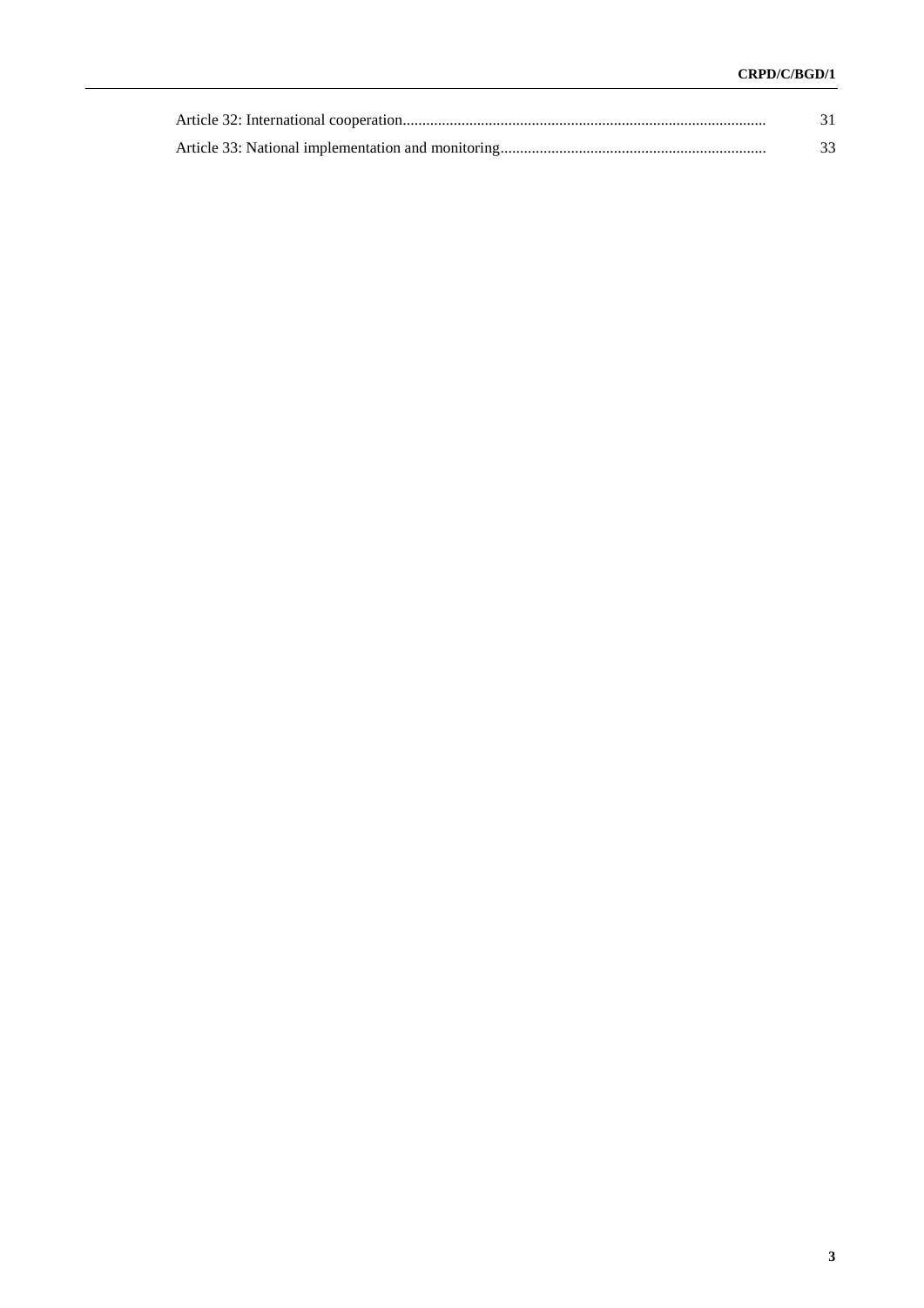| | |
|---|---|
| Article 32: International cooperation | 31 |
| Article 33: National implementation and monitoring | 33 |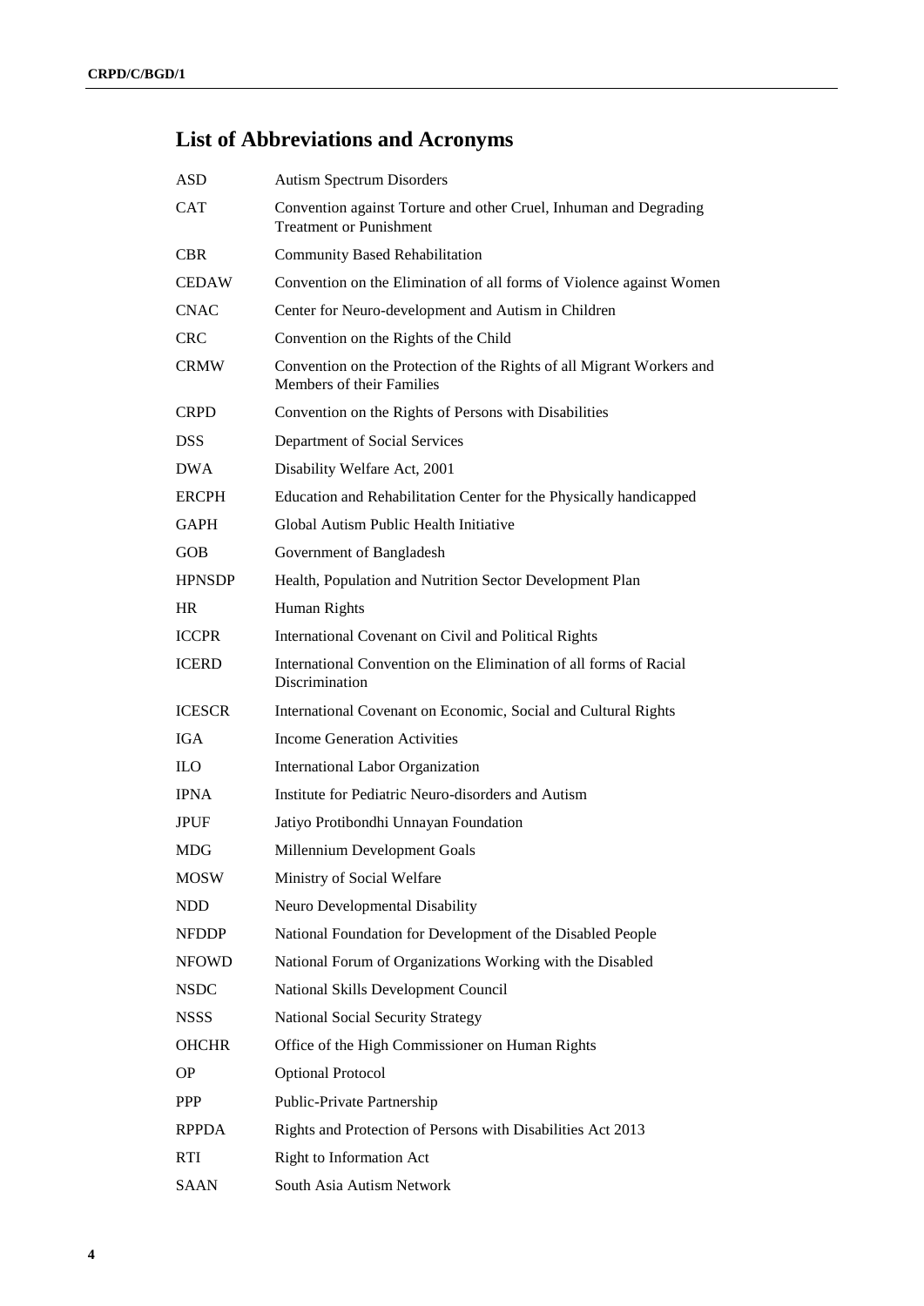## List of Abbreviations and Acronyms

| | |
|---|---|
| ASD | Autism Spectrum Disorders |
| CAT | Convention against Torture and other Cruel, Inhuman and Degrading Treatment or Punishment |
| CBR | Community Based Rehabilitation |
| CEDAW | Convention on the Elimination of all forms of Violence against Women |
| CNAC | Center for Neuro-development and Autism in Children |
| CRC | Convention on the Rights of the Child |
| CRMW | Convention on the Protection of the Rights of all Migrant Workers and Members of their Families |
| CRPD | Convention on the Rights of Persons with Disabilities |
| DSS | Department of Social Services |
| DWA | Disability Welfare Act, 2001 |
| ERCPH | Education and Rehabilitation Center for the Physically handicapped |
| GAPH | Global Autism Public Health Initiative |
| GOB | Government of Bangladesh |
| HPNSDP | Health, Population and Nutrition Sector Development Plan |
| HR | Human Rights |
| ICCPR | International Covenant on Civil and Political Rights |
| ICERD | International Convention on the Elimination of all forms of Racial Discrimination |
| ICESCR | International Covenant on Economic, Social and Cultural Rights |
| IGA | Income Generation Activities |
| ILO | International Labor Organization |
| IPNA | Institute for Pediatric Neuro-disorders and Autism |
| JPUF | Jatiyo Protibondhi Unnayan Foundation |
| MDG | Millennium Development Goals |
| MOSW | Ministry of Social Welfare |
| NDD | Neuro Developmental Disability |
| NFDDP | National Foundation for Development of the Disabled People |
| NFOWD | National Forum of Organizations Working with the Disabled |
| NSDC | National Skills Development Council |
| NSSS | National Social Security Strategy |
| OHCHR | Office of the High Commissioner on Human Rights |
| OP | Optional Protocol |
| PPP | Public-Private Partnership |
| RPPDA | Rights and Protection of Persons with Disabilities Act 2013 |
| RTI | Right to Information Act |
| SAAN | South Asia Autism Network |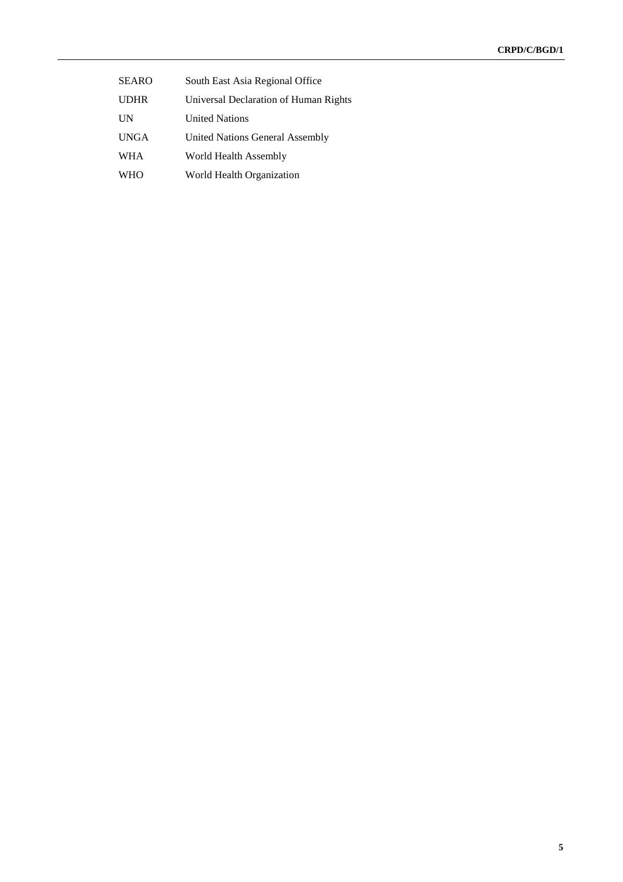| | |
|---|---|
| SEARO | South East Asia Regional Office |
| UDHR | Universal Declaration of Human Rights |
| UN | United Nations |
| UNGA | United Nations General Assembly |
| WHA | World Health Assembly |
| WHO | World Health Organization |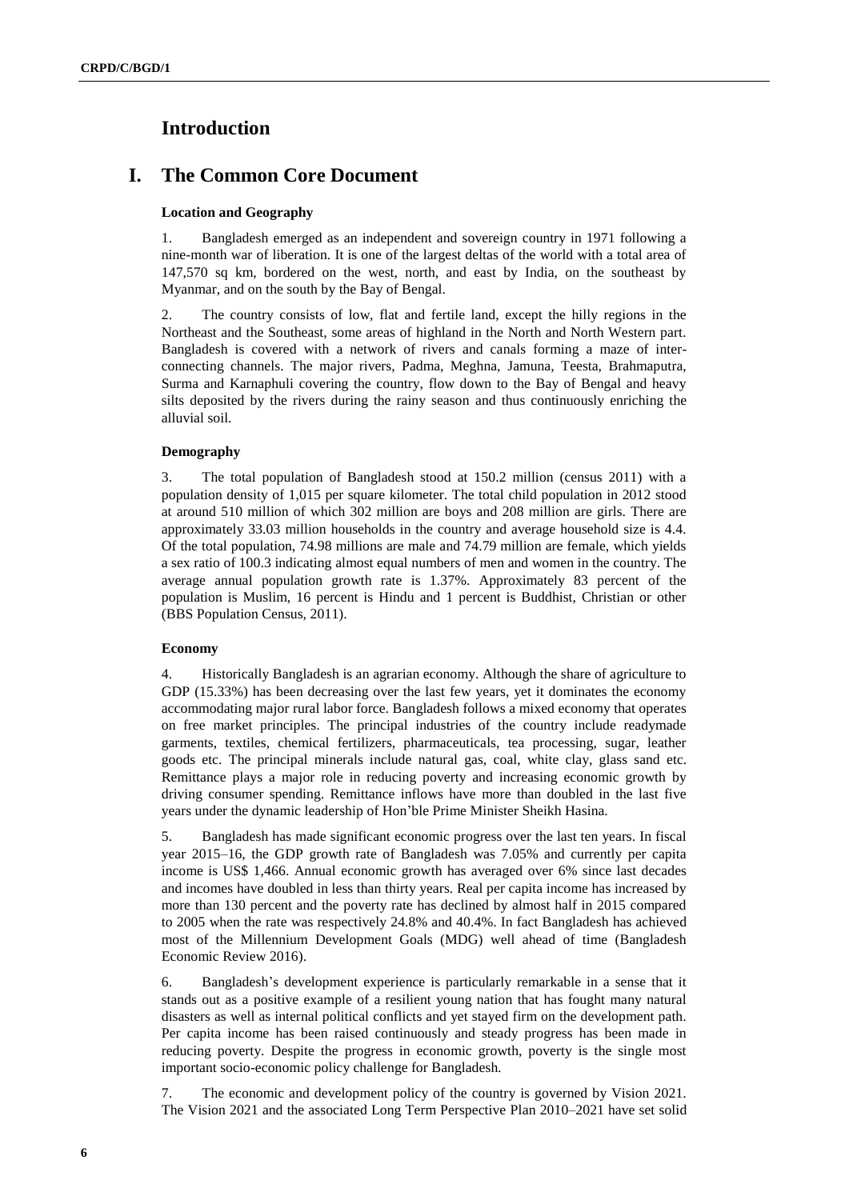# Introduction

# I. The Common Core Document

### Location and Geography

1. Bangladesh emerged as an independent and sovereign country in 1971 following a nine-month war of liberation. It is one of the largest deltas of the world with a total area of 147,570 sq km, bordered on the west, north, and east by India, on the southeast by Myanmar, and on the south by the Bay of Bengal.

2. The country consists of low, flat and fertile land, except the hilly regions in the Northeast and the Southeast, some areas of highland in the North and North Western part. Bangladesh is covered with a network of rivers and canals forming a maze of inter-connecting channels. The major rivers, Padma, Meghna, Jamuna, Teesta, Brahmaputra, Surma and Karnaphuli covering the country, flow down to the Bay of Bengal and heavy silts deposited by the rivers during the rainy season and thus continuously enriching the alluvial soil.

### Demography

3. The total population of Bangladesh stood at 150.2 million (census 2011) with a population density of 1,015 per square kilometer. The total child population in 2012 stood at around 510 million of which 302 million are boys and 208 million are girls. There are approximately 33.03 million households in the country and average household size is 4.4. Of the total population, 74.98 millions are male and 74.79 million are female, which yields a sex ratio of 100.3 indicating almost equal numbers of men and women in the country. The average annual population growth rate is 1.37%. Approximately 83 percent of the population is Muslim, 16 percent is Hindu and 1 percent is Buddhist, Christian or other (BBS Population Census, 2011).

### Economy

4. Historically Bangladesh is an agrarian economy. Although the share of agriculture to GDP (15.33%) has been decreasing over the last few years, yet it dominates the economy accommodating major rural labor force. Bangladesh follows a mixed economy that operates on free market principles. The principal industries of the country include readymade garments, textiles, chemical fertilizers, pharmaceuticals, tea processing, sugar, leather goods etc. The principal minerals include natural gas, coal, white clay, glass sand etc. Remittance plays a major role in reducing poverty and increasing economic growth by driving consumer spending. Remittance inflows have more than doubled in the last five years under the dynamic leadership of Hon'ble Prime Minister Sheikh Hasina.

5. Bangladesh has made significant economic progress over the last ten years. In fiscal year 2015–16, the GDP growth rate of Bangladesh was 7.05% and currently per capita income is US$ 1,466. Annual economic growth has averaged over 6% since last decades and incomes have doubled in less than thirty years. Real per capita income has increased by more than 130 percent and the poverty rate has declined by almost half in 2015 compared to 2005 when the rate was respectively 24.8% and 40.4%. In fact Bangladesh has achieved most of the Millennium Development Goals (MDG) well ahead of time (Bangladesh Economic Review 2016).

6. Bangladesh's development experience is particularly remarkable in a sense that it stands out as a positive example of a resilient young nation that has fought many natural disasters as well as internal political conflicts and yet stayed firm on the development path. Per capita income has been raised continuously and steady progress has been made in reducing poverty. Despite the progress in economic growth, poverty is the single most important socio-economic policy challenge for Bangladesh.

7. The economic and development policy of the country is governed by Vision 2021. The Vision 2021 and the associated Long Term Perspective Plan 2010–2021 have set solid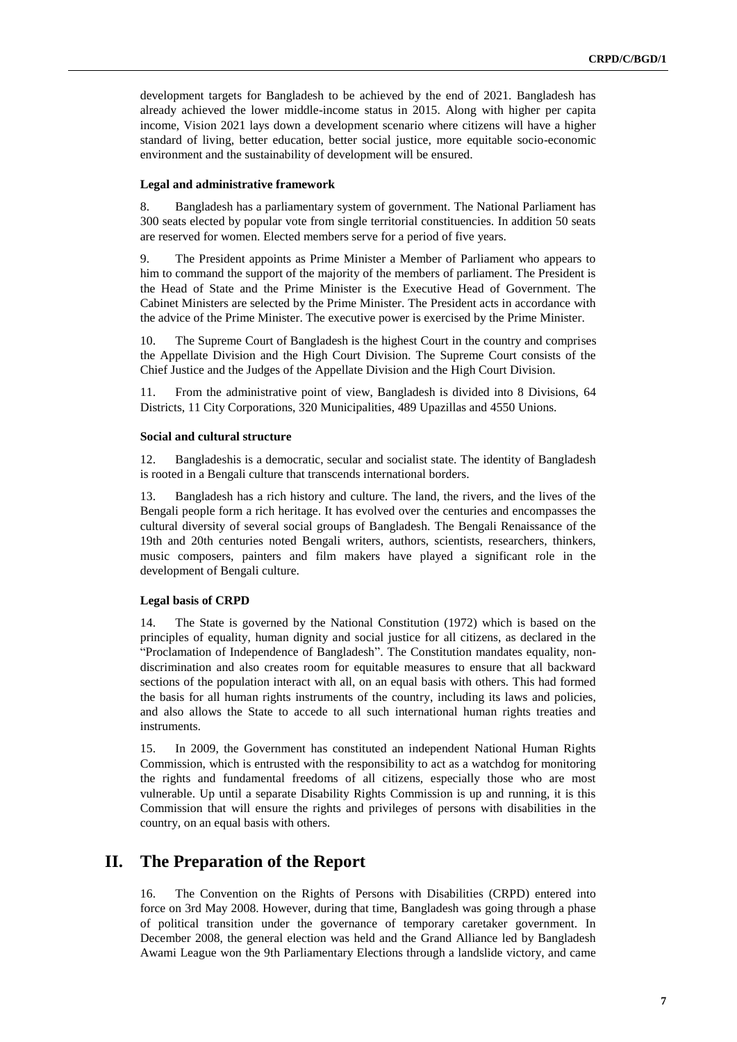development targets for Bangladesh to be achieved by the end of 2021. Bangladesh has already achieved the lower middle-income status in 2015. Along with higher per capita income, Vision 2021 lays down a development scenario where citizens will have a higher standard of living, better education, better social justice, more equitable socio-economic environment and the sustainability of development will be ensured.

#### Legal and administrative framework

8. Bangladesh has a parliamentary system of government. The National Parliament has 300 seats elected by popular vote from single territorial constituencies. In addition 50 seats are reserved for women. Elected members serve for a period of five years.

9. The President appoints as Prime Minister a Member of Parliament who appears to him to command the support of the majority of the members of parliament. The President is the Head of State and the Prime Minister is the Executive Head of Government. The Cabinet Ministers are selected by the Prime Minister. The President acts in accordance with the advice of the Prime Minister. The executive power is exercised by the Prime Minister.

10. The Supreme Court of Bangladesh is the highest Court in the country and comprises the Appellate Division and the High Court Division. The Supreme Court consists of the Chief Justice and the Judges of the Appellate Division and the High Court Division.

11. From the administrative point of view, Bangladesh is divided into 8 Divisions, 64 Districts, 11 City Corporations, 320 Municipalities, 489 Upazillas and 4550 Unions.

#### Social and cultural structure

12. Bangladeshis is a democratic, secular and socialist state. The identity of Bangladesh is rooted in a Bengali culture that transcends international borders.

13. Bangladesh has a rich history and culture. The land, the rivers, and the lives of the Bengali people form a rich heritage. It has evolved over the centuries and encompasses the cultural diversity of several social groups of Bangladesh. The Bengali Renaissance of the 19th and 20th centuries noted Bengali writers, authors, scientists, researchers, thinkers, music composers, painters and film makers have played a significant role in the development of Bengali culture.

#### Legal basis of CRPD

14. The State is governed by the National Constitution (1972) which is based on the principles of equality, human dignity and social justice for all citizens, as declared in the "Proclamation of Independence of Bangladesh". The Constitution mandates equality, non-discrimination and also creates room for equitable measures to ensure that all backward sections of the population interact with all, on an equal basis with others. This had formed the basis for all human rights instruments of the country, including its laws and policies, and also allows the State to accede to all such international human rights treaties and instruments.

15. In 2009, the Government has constituted an independent National Human Rights Commission, which is entrusted with the responsibility to act as a watchdog for monitoring the rights and fundamental freedoms of all citizens, especially those who are most vulnerable. Up until a separate Disability Rights Commission is up and running, it is this Commission that will ensure the rights and privileges of persons with disabilities in the country, on an equal basis with others.

## II. The Preparation of the Report

16. The Convention on the Rights of Persons with Disabilities (CRPD) entered into force on 3rd May 2008. However, during that time, Bangladesh was going through a phase of political transition under the governance of temporary caretaker government. In December 2008, the general election was held and the Grand Alliance led by Bangladesh Awami League won the 9th Parliamentary Elections through a landslide victory, and came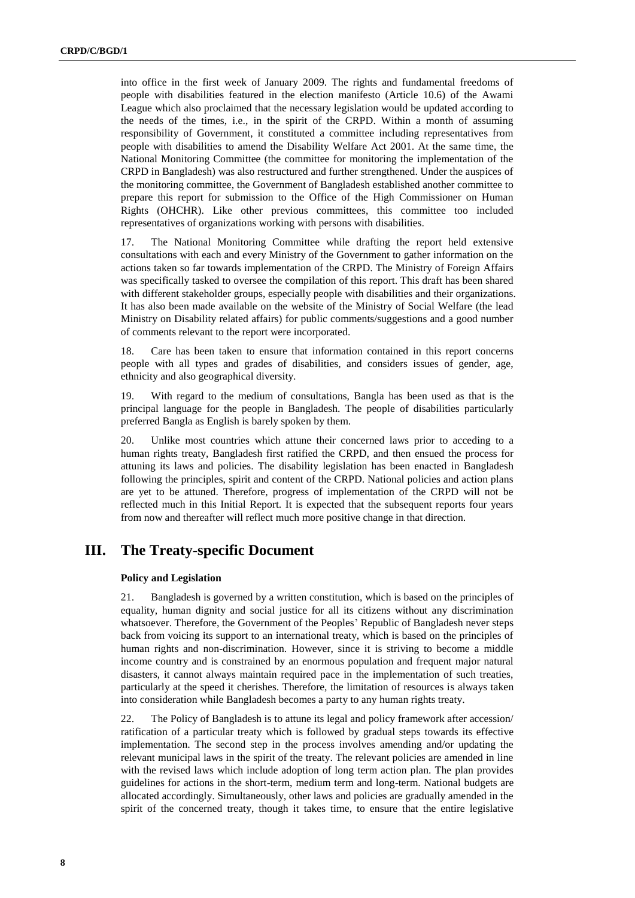into office in the first week of January 2009. The rights and fundamental freedoms of people with disabilities featured in the election manifesto (Article 10.6) of the Awami League which also proclaimed that the necessary legislation would be updated according to the needs of the times, i.e., in the spirit of the CRPD. Within a month of assuming responsibility of Government, it constituted a committee including representatives from people with disabilities to amend the Disability Welfare Act 2001. At the same time, the National Monitoring Committee (the committee for monitoring the implementation of the CRPD in Bangladesh) was also restructured and further strengthened. Under the auspices of the monitoring committee, the Government of Bangladesh established another committee to prepare this report for submission to the Office of the High Commissioner on Human Rights (OHCHR). Like other previous committees, this committee too included representatives of organizations working with persons with disabilities.

17. The National Monitoring Committee while drafting the report held extensive consultations with each and every Ministry of the Government to gather information on the actions taken so far towards implementation of the CRPD. The Ministry of Foreign Affairs was specifically tasked to oversee the compilation of this report. This draft has been shared with different stakeholder groups, especially people with disabilities and their organizations. It has also been made available on the website of the Ministry of Social Welfare (the lead Ministry on Disability related affairs) for public comments/suggestions and a good number of comments relevant to the report were incorporated.

18. Care has been taken to ensure that information contained in this report concerns people with all types and grades of disabilities, and considers issues of gender, age, ethnicity and also geographical diversity.

19. With regard to the medium of consultations, Bangla has been used as that is the principal language for the people in Bangladesh. The people of disabilities particularly preferred Bangla as English is barely spoken by them.

20. Unlike most countries which attune their concerned laws prior to acceding to a human rights treaty, Bangladesh first ratified the CRPD, and then ensued the process for attuning its laws and policies. The disability legislation has been enacted in Bangladesh following the principles, spirit and content of the CRPD. National policies and action plans are yet to be attuned. Therefore, progress of implementation of the CRPD will not be reflected much in this Initial Report. It is expected that the subsequent reports four years from now and thereafter will reflect much more positive change in that direction.

# III. The Treaty-specific Document

### Policy and Legislation

21. Bangladesh is governed by a written constitution, which is based on the principles of equality, human dignity and social justice for all its citizens without any discrimination whatsoever. Therefore, the Government of the Peoples' Republic of Bangladesh never steps back from voicing its support to an international treaty, which is based on the principles of human rights and non-discrimination. However, since it is striving to become a middle income country and is constrained by an enormous population and frequent major natural disasters, it cannot always maintain required pace in the implementation of such treaties, particularly at the speed it cherishes. Therefore, the limitation of resources is always taken into consideration while Bangladesh becomes a party to any human rights treaty.

22. The Policy of Bangladesh is to attune its legal and policy framework after accession/ ratification of a particular treaty which is followed by gradual steps towards its effective implementation. The second step in the process involves amending and/or updating the relevant municipal laws in the spirit of the treaty. The relevant policies are amended in line with the revised laws which include adoption of long term action plan. The plan provides guidelines for actions in the short-term, medium term and long-term. National budgets are allocated accordingly. Simultaneously, other laws and policies are gradually amended in the spirit of the concerned treaty, though it takes time, to ensure that the entire legislative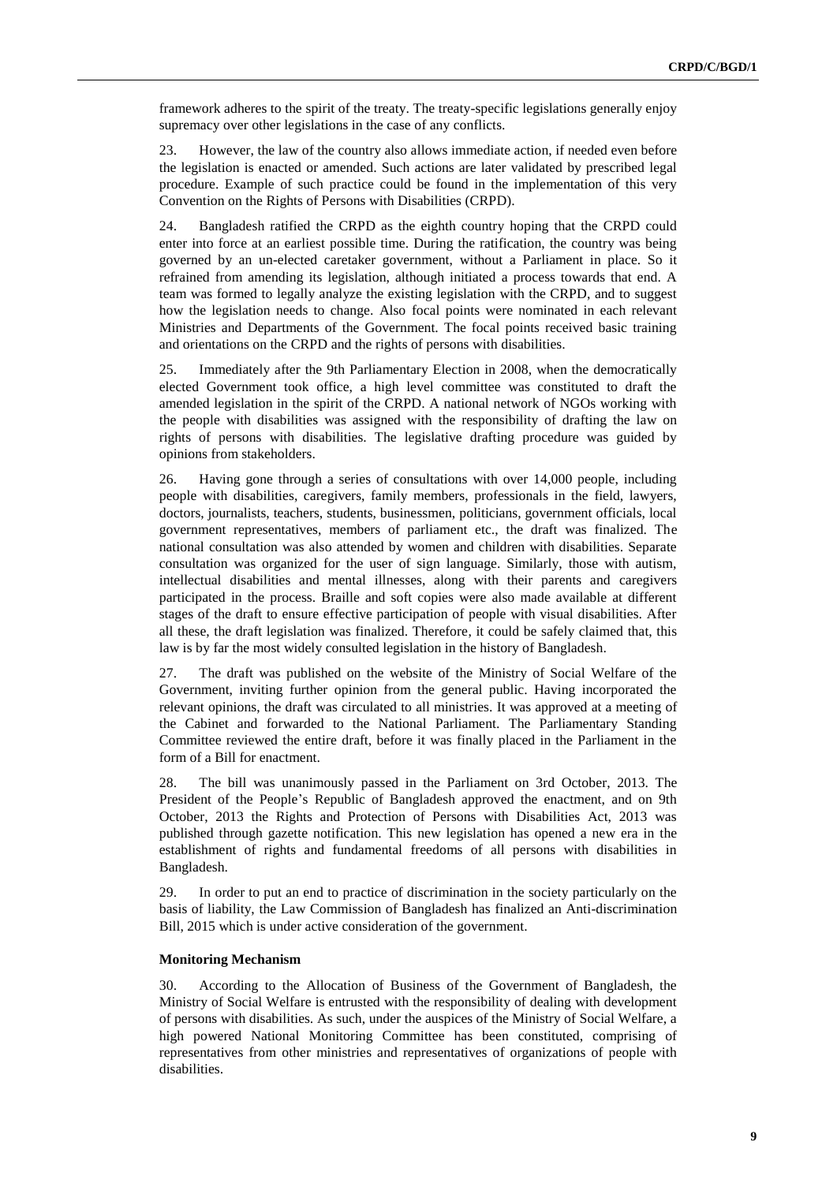framework adheres to the spirit of the treaty. The treaty-specific legislations generally enjoy supremacy over other legislations in the case of any conflicts.

23. However, the law of the country also allows immediate action, if needed even before the legislation is enacted or amended. Such actions are later validated by prescribed legal procedure. Example of such practice could be found in the implementation of this very Convention on the Rights of Persons with Disabilities (CRPD).

24. Bangladesh ratified the CRPD as the eighth country hoping that the CRPD could enter into force at an earliest possible time. During the ratification, the country was being governed by an un-elected caretaker government, without a Parliament in place. So it refrained from amending its legislation, although initiated a process towards that end. A team was formed to legally analyze the existing legislation with the CRPD, and to suggest how the legislation needs to change. Also focal points were nominated in each relevant Ministries and Departments of the Government. The focal points received basic training and orientations on the CRPD and the rights of persons with disabilities.

25. Immediately after the 9th Parliamentary Election in 2008, when the democratically elected Government took office, a high level committee was constituted to draft the amended legislation in the spirit of the CRPD. A national network of NGOs working with the people with disabilities was assigned with the responsibility of drafting the law on rights of persons with disabilities. The legislative drafting procedure was guided by opinions from stakeholders.

26. Having gone through a series of consultations with over 14,000 people, including people with disabilities, caregivers, family members, professionals in the field, lawyers, doctors, journalists, teachers, students, businessmen, politicians, government officials, local government representatives, members of parliament etc., the draft was finalized. The national consultation was also attended by women and children with disabilities. Separate consultation was organized for the user of sign language. Similarly, those with autism, intellectual disabilities and mental illnesses, along with their parents and caregivers participated in the process. Braille and soft copies were also made available at different stages of the draft to ensure effective participation of people with visual disabilities. After all these, the draft legislation was finalized. Therefore, it could be safely claimed that, this law is by far the most widely consulted legislation in the history of Bangladesh.

27. The draft was published on the website of the Ministry of Social Welfare of the Government, inviting further opinion from the general public. Having incorporated the relevant opinions, the draft was circulated to all ministries. It was approved at a meeting of the Cabinet and forwarded to the National Parliament. The Parliamentary Standing Committee reviewed the entire draft, before it was finally placed in the Parliament in the form of a Bill for enactment.

28. The bill was unanimously passed in the Parliament on 3rd October, 2013. The President of the People's Republic of Bangladesh approved the enactment, and on 9th October, 2013 the Rights and Protection of Persons with Disabilities Act, 2013 was published through gazette notification. This new legislation has opened a new era in the establishment of rights and fundamental freedoms of all persons with disabilities in Bangladesh.

29. In order to put an end to practice of discrimination in the society particularly on the basis of liability, the Law Commission of Bangladesh has finalized an Anti-discrimination Bill, 2015 which is under active consideration of the government.

**Monitoring Mechanism**

30. According to the Allocation of Business of the Government of Bangladesh, the Ministry of Social Welfare is entrusted with the responsibility of dealing with development of persons with disabilities. As such, under the auspices of the Ministry of Social Welfare, a high powered National Monitoring Committee has been constituted, comprising of representatives from other ministries and representatives of organizations of people with disabilities.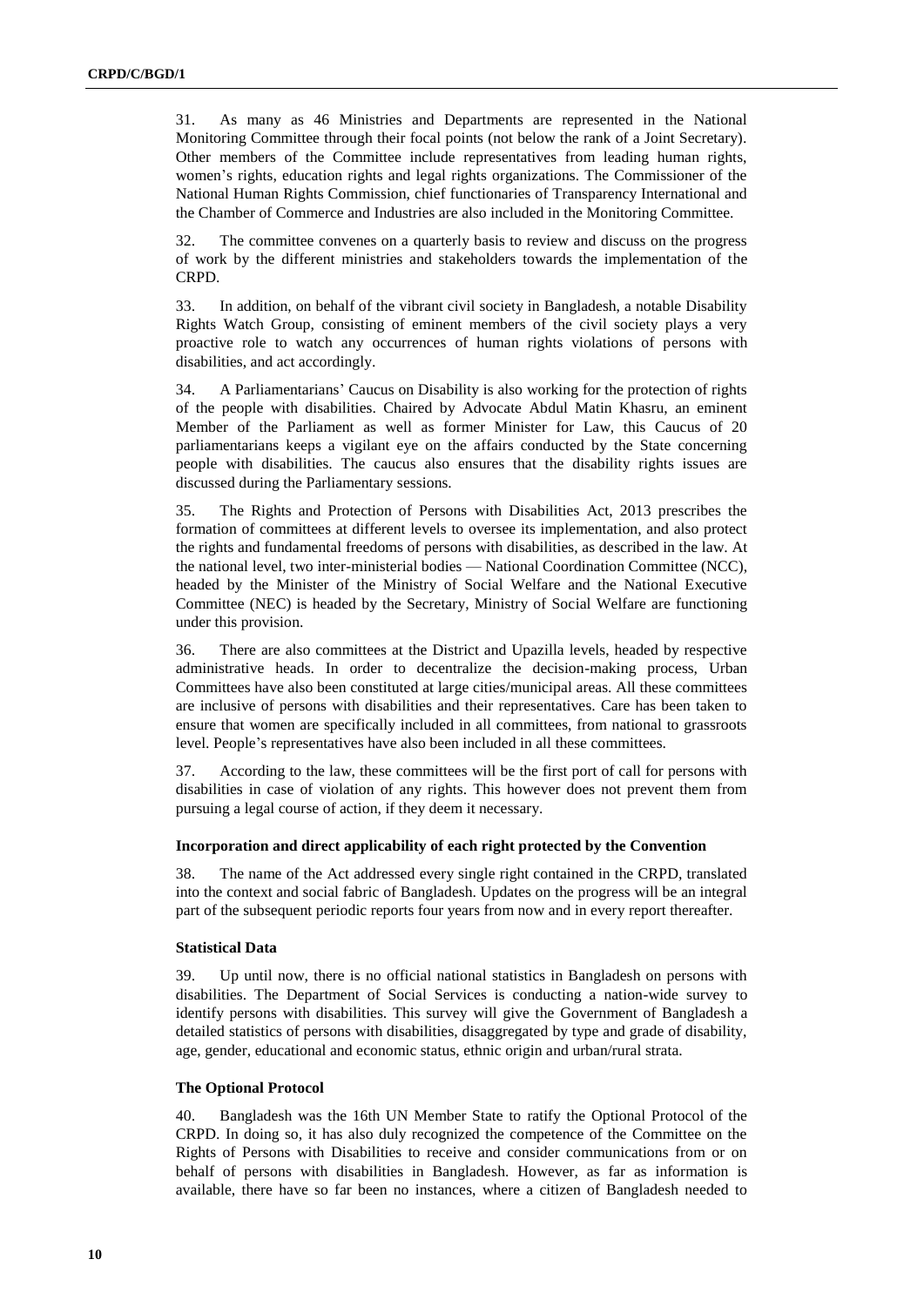31. As many as 46 Ministries and Departments are represented in the National Monitoring Committee through their focal points (not below the rank of a Joint Secretary). Other members of the Committee include representatives from leading human rights, women's rights, education rights and legal rights organizations. The Commissioner of the National Human Rights Commission, chief functionaries of Transparency International and the Chamber of Commerce and Industries are also included in the Monitoring Committee.

32. The committee convenes on a quarterly basis to review and discuss on the progress of work by the different ministries and stakeholders towards the implementation of the CRPD.

33. In addition, on behalf of the vibrant civil society in Bangladesh, a notable Disability Rights Watch Group, consisting of eminent members of the civil society plays a very proactive role to watch any occurrences of human rights violations of persons with disabilities, and act accordingly.

34. A Parliamentarians' Caucus on Disability is also working for the protection of rights of the people with disabilities. Chaired by Advocate Abdul Matin Khasru, an eminent Member of the Parliament as well as former Minister for Law, this Caucus of 20 parliamentarians keeps a vigilant eye on the affairs conducted by the State concerning people with disabilities. The caucus also ensures that the disability rights issues are discussed during the Parliamentary sessions.

35. The Rights and Protection of Persons with Disabilities Act, 2013 prescribes the formation of committees at different levels to oversee its implementation, and also protect the rights and fundamental freedoms of persons with disabilities, as described in the law. At the national level, two inter-ministerial bodies — National Coordination Committee (NCC), headed by the Minister of the Ministry of Social Welfare and the National Executive Committee (NEC) is headed by the Secretary, Ministry of Social Welfare are functioning under this provision.

36. There are also committees at the District and Upazilla levels, headed by respective administrative heads. In order to decentralize the decision-making process, Urban Committees have also been constituted at large cities/municipal areas. All these committees are inclusive of persons with disabilities and their representatives. Care has been taken to ensure that women are specifically included in all committees, from national to grassroots level. People's representatives have also been included in all these committees.

37. According to the law, these committees will be the first port of call for persons with disabilities in case of violation of any rights. This however does not prevent them from pursuing a legal course of action, if they deem it necessary.

#### Incorporation and direct applicability of each right protected by the Convention

38. The name of the Act addressed every single right contained in the CRPD, translated into the context and social fabric of Bangladesh. Updates on the progress will be an integral part of the subsequent periodic reports four years from now and in every report thereafter.

#### Statistical Data

39. Up until now, there is no official national statistics in Bangladesh on persons with disabilities. The Department of Social Services is conducting a nation-wide survey to identify persons with disabilities. This survey will give the Government of Bangladesh a detailed statistics of persons with disabilities, disaggregated by type and grade of disability, age, gender, educational and economic status, ethnic origin and urban/rural strata.

#### The Optional Protocol

40. Bangladesh was the 16th UN Member State to ratify the Optional Protocol of the CRPD. In doing so, it has also duly recognized the competence of the Committee on the Rights of Persons with Disabilities to receive and consider communications from or on behalf of persons with disabilities in Bangladesh. However, as far as information is available, there have so far been no instances, where a citizen of Bangladesh needed to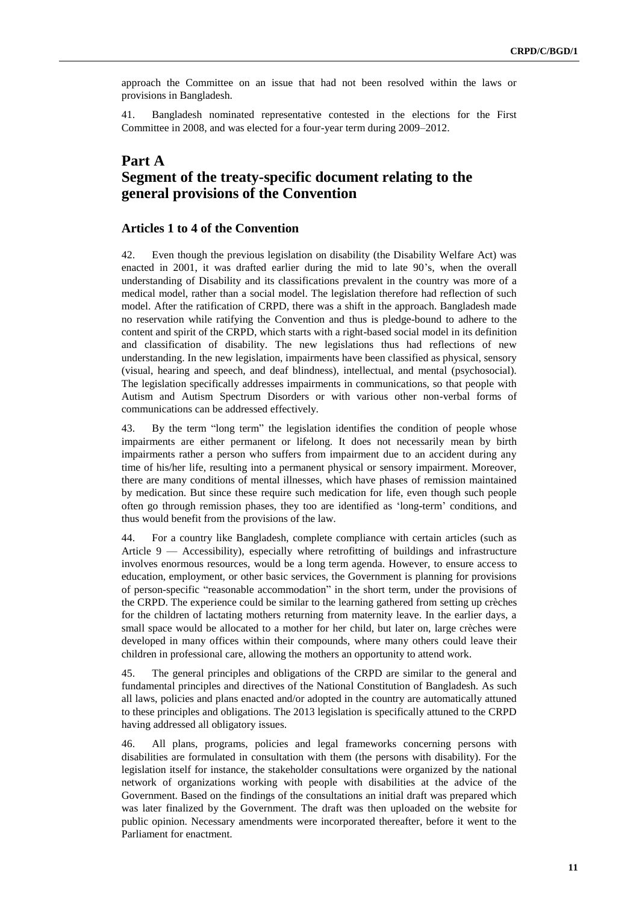approach the Committee on an issue that had not been resolved within the laws or provisions in Bangladesh.

41. Bangladesh nominated representative contested in the elections for the First Committee in 2008, and was elected for a four-year term during 2009–2012.

# Part A
# Segment of the treaty-specific document relating to the general provisions of the Convention

## Articles 1 to 4 of the Convention

42. Even though the previous legislation on disability (the Disability Welfare Act) was enacted in 2001, it was drafted earlier during the mid to late 90's, when the overall understanding of Disability and its classifications prevalent in the country was more of a medical model, rather than a social model. The legislation therefore had reflection of such model. After the ratification of CRPD, there was a shift in the approach. Bangladesh made no reservation while ratifying the Convention and thus is pledge-bound to adhere to the content and spirit of the CRPD, which starts with a right-based social model in its definition and classification of disability. The new legislations thus had reflections of new understanding. In the new legislation, impairments have been classified as physical, sensory (visual, hearing and speech, and deaf blindness), intellectual, and mental (psychosocial). The legislation specifically addresses impairments in communications, so that people with Autism and Autism Spectrum Disorders or with various other non-verbal forms of communications can be addressed effectively.

43. By the term "long term" the legislation identifies the condition of people whose impairments are either permanent or lifelong. It does not necessarily mean by birth impairments rather a person who suffers from impairment due to an accident during any time of his/her life, resulting into a permanent physical or sensory impairment. Moreover, there are many conditions of mental illnesses, which have phases of remission maintained by medication. But since these require such medication for life, even though such people often go through remission phases, they too are identified as 'long-term' conditions, and thus would benefit from the provisions of the law.

44. For a country like Bangladesh, complete compliance with certain articles (such as Article 9 — Accessibility), especially where retrofitting of buildings and infrastructure involves enormous resources, would be a long term agenda. However, to ensure access to education, employment, or other basic services, the Government is planning for provisions of person-specific "reasonable accommodation" in the short term, under the provisions of the CRPD. The experience could be similar to the learning gathered from setting up crèches for the children of lactating mothers returning from maternity leave. In the earlier days, a small space would be allocated to a mother for her child, but later on, large crèches were developed in many offices within their compounds, where many others could leave their children in professional care, allowing the mothers an opportunity to attend work.

45. The general principles and obligations of the CRPD are similar to the general and fundamental principles and directives of the National Constitution of Bangladesh. As such all laws, policies and plans enacted and/or adopted in the country are automatically attuned to these principles and obligations. The 2013 legislation is specifically attuned to the CRPD having addressed all obligatory issues.

46. All plans, programs, policies and legal frameworks concerning persons with disabilities are formulated in consultation with them (the persons with disability). For the legislation itself for instance, the stakeholder consultations were organized by the national network of organizations working with people with disabilities at the advice of the Government. Based on the findings of the consultations an initial draft was prepared which was later finalized by the Government. The draft was then uploaded on the website for public opinion. Necessary amendments were incorporated thereafter, before it went to the Parliament for enactment.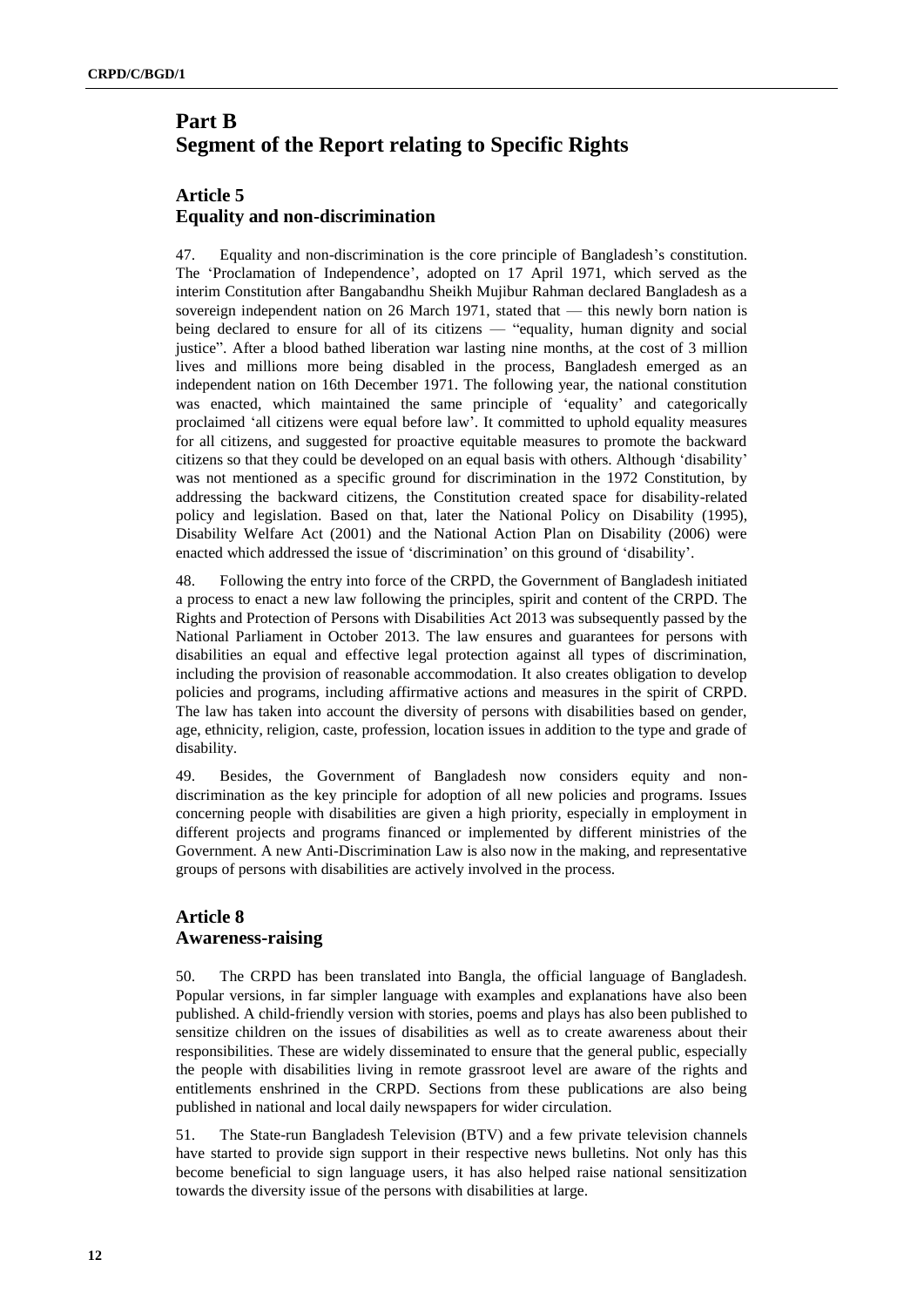# Part B
# Segment of the Report relating to Specific Rights

## Article 5
## Equality and non-discrimination

47. Equality and non-discrimination is the core principle of Bangladesh's constitution. The 'Proclamation of Independence', adopted on 17 April 1971, which served as the interim Constitution after Bangabandhu Sheikh Mujibur Rahman declared Bangladesh as a sovereign independent nation on 26 March 1971, stated that — this newly born nation is being declared to ensure for all of its citizens — "equality, human dignity and social justice". After a blood bathed liberation war lasting nine months, at the cost of 3 million lives and millions more being disabled in the process, Bangladesh emerged as an independent nation on 16th December 1971. The following year, the national constitution was enacted, which maintained the same principle of 'equality' and categorically proclaimed 'all citizens were equal before law'. It committed to uphold equality measures for all citizens, and suggested for proactive equitable measures to promote the backward citizens so that they could be developed on an equal basis with others. Although 'disability' was not mentioned as a specific ground for discrimination in the 1972 Constitution, by addressing the backward citizens, the Constitution created space for disability-related policy and legislation. Based on that, later the National Policy on Disability (1995), Disability Welfare Act (2001) and the National Action Plan on Disability (2006) were enacted which addressed the issue of 'discrimination' on this ground of 'disability'.

48. Following the entry into force of the CRPD, the Government of Bangladesh initiated a process to enact a new law following the principles, spirit and content of the CRPD. The Rights and Protection of Persons with Disabilities Act 2013 was subsequently passed by the National Parliament in October 2013. The law ensures and guarantees for persons with disabilities an equal and effective legal protection against all types of discrimination, including the provision of reasonable accommodation. It also creates obligation to develop policies and programs, including affirmative actions and measures in the spirit of CRPD. The law has taken into account the diversity of persons with disabilities based on gender, age, ethnicity, religion, caste, profession, location issues in addition to the type and grade of disability.

49. Besides, the Government of Bangladesh now considers equity and non-discrimination as the key principle for adoption of all new policies and programs. Issues concerning people with disabilities are given a high priority, especially in employment in different projects and programs financed or implemented by different ministries of the Government. A new Anti-Discrimination Law is also now in the making, and representative groups of persons with disabilities are actively involved in the process.

## Article 8
## Awareness-raising

50. The CRPD has been translated into Bangla, the official language of Bangladesh. Popular versions, in far simpler language with examples and explanations have also been published. A child-friendly version with stories, poems and plays has also been published to sensitize children on the issues of disabilities as well as to create awareness about their responsibilities. These are widely disseminated to ensure that the general public, especially the people with disabilities living in remote grassroot level are aware of the rights and entitlements enshrined in the CRPD. Sections from these publications are also being published in national and local daily newspapers for wider circulation.

51. The State-run Bangladesh Television (BTV) and a few private television channels have started to provide sign support in their respective news bulletins. Not only has this become beneficial to sign language users, it has also helped raise national sensitization towards the diversity issue of the persons with disabilities at large.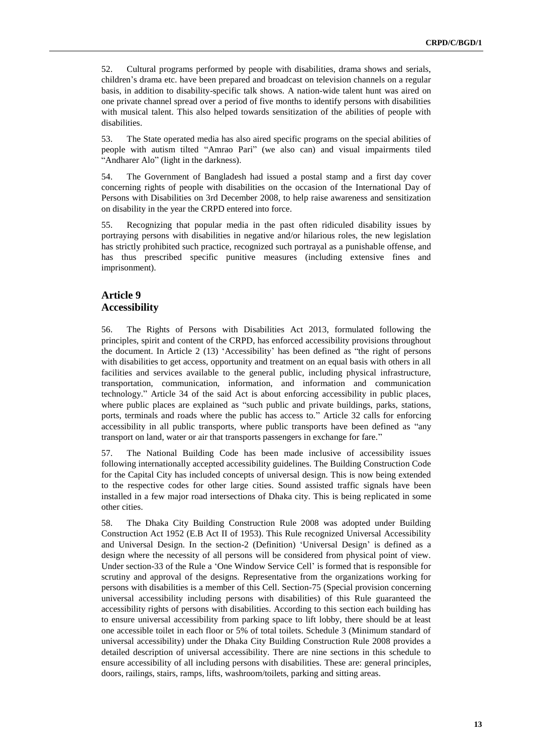52. Cultural programs performed by people with disabilities, drama shows and serials, children's drama etc. have been prepared and broadcast on television channels on a regular basis, in addition to disability-specific talk shows. A nation-wide talent hunt was aired on one private channel spread over a period of five months to identify persons with disabilities with musical talent. This also helped towards sensitization of the abilities of people with disabilities.

53. The State operated media has also aired specific programs on the special abilities of people with autism tilted "Amrao Pari" (we also can) and visual impairments tiled "Andharer Alo" (light in the darkness).

54. The Government of Bangladesh had issued a postal stamp and a first day cover concerning rights of people with disabilities on the occasion of the International Day of Persons with Disabilities on 3rd December 2008, to help raise awareness and sensitization on disability in the year the CRPD entered into force.

55. Recognizing that popular media in the past often ridiculed disability issues by portraying persons with disabilities in negative and/or hilarious roles, the new legislation has strictly prohibited such practice, recognized such portrayal as a punishable offense, and has thus prescribed specific punitive measures (including extensive fines and imprisonment).

## Article 9
## Accessibility

56. The Rights of Persons with Disabilities Act 2013, formulated following the principles, spirit and content of the CRPD, has enforced accessibility provisions throughout the document. In Article 2 (13) 'Accessibility' has been defined as "the right of persons with disabilities to get access, opportunity and treatment on an equal basis with others in all facilities and services available to the general public, including physical infrastructure, transportation, communication, information, and information and communication technology." Article 34 of the said Act is about enforcing accessibility in public places, where public places are explained as "such public and private buildings, parks, stations, ports, terminals and roads where the public has access to." Article 32 calls for enforcing accessibility in all public transports, where public transports have been defined as "any transport on land, water or air that transports passengers in exchange for fare."

57. The National Building Code has been made inclusive of accessibility issues following internationally accepted accessibility guidelines. The Building Construction Code for the Capital City has included concepts of universal design. This is now being extended to the respective codes for other large cities. Sound assisted traffic signals have been installed in a few major road intersections of Dhaka city. This is being replicated in some other cities.

58. The Dhaka City Building Construction Rule 2008 was adopted under Building Construction Act 1952 (E.B Act II of 1953). This Rule recognized Universal Accessibility and Universal Design. In the section-2 (Definition) 'Universal Design' is defined as a design where the necessity of all persons will be considered from physical point of view. Under section-33 of the Rule a 'One Window Service Cell' is formed that is responsible for scrutiny and approval of the designs. Representative from the organizations working for persons with disabilities is a member of this Cell. Section-75 (Special provision concerning universal accessibility including persons with disabilities) of this Rule guaranteed the accessibility rights of persons with disabilities. According to this section each building has to ensure universal accessibility from parking space to lift lobby, there should be at least one accessible toilet in each floor or 5% of total toilets. Schedule 3 (Minimum standard of universal accessibility) under the Dhaka City Building Construction Rule 2008 provides a detailed description of universal accessibility. There are nine sections in this schedule to ensure accessibility of all including persons with disabilities. These are: general principles, doors, railings, stairs, ramps, lifts, washroom/toilets, parking and sitting areas.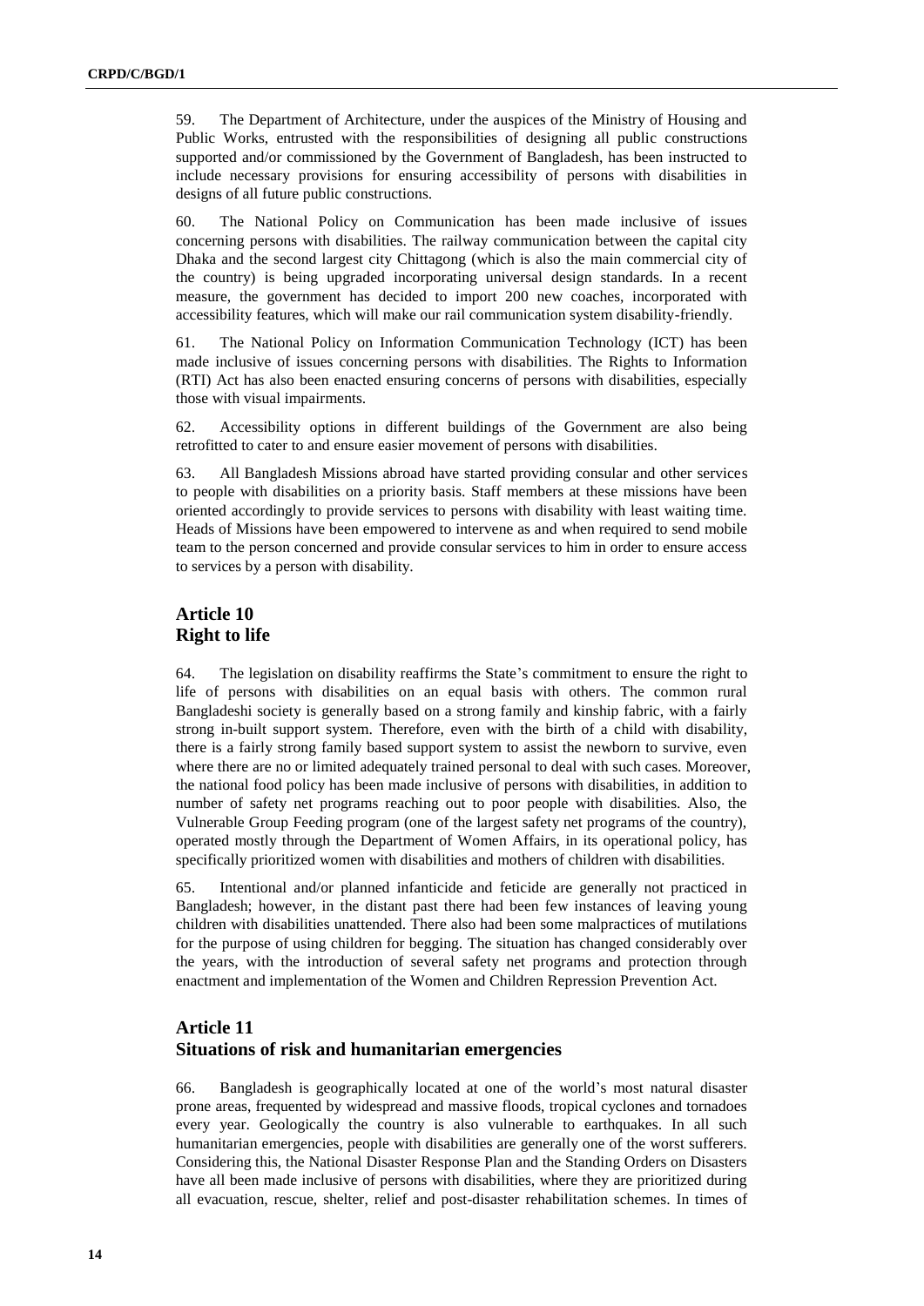59. The Department of Architecture, under the auspices of the Ministry of Housing and Public Works, entrusted with the responsibilities of designing all public constructions supported and/or commissioned by the Government of Bangladesh, has been instructed to include necessary provisions for ensuring accessibility of persons with disabilities in designs of all future public constructions.

60. The National Policy on Communication has been made inclusive of issues concerning persons with disabilities. The railway communication between the capital city Dhaka and the second largest city Chittagong (which is also the main commercial city of the country) is being upgraded incorporating universal design standards. In a recent measure, the government has decided to import 200 new coaches, incorporated with accessibility features, which will make our rail communication system disability-friendly.

61. The National Policy on Information Communication Technology (ICT) has been made inclusive of issues concerning persons with disabilities. The Rights to Information (RTI) Act has also been enacted ensuring concerns of persons with disabilities, especially those with visual impairments.

62. Accessibility options in different buildings of the Government are also being retrofitted to cater to and ensure easier movement of persons with disabilities.

63. All Bangladesh Missions abroad have started providing consular and other services to people with disabilities on a priority basis. Staff members at these missions have been oriented accordingly to provide services to persons with disability with least waiting time. Heads of Missions have been empowered to intervene as and when required to send mobile team to the person concerned and provide consular services to him in order to ensure access to services by a person with disability.

## Article 10
## Right to life

64. The legislation on disability reaffirms the State's commitment to ensure the right to life of persons with disabilities on an equal basis with others. The common rural Bangladeshi society is generally based on a strong family and kinship fabric, with a fairly strong in-built support system. Therefore, even with the birth of a child with disability, there is a fairly strong family based support system to assist the newborn to survive, even where there are no or limited adequately trained personal to deal with such cases. Moreover, the national food policy has been made inclusive of persons with disabilities, in addition to number of safety net programs reaching out to poor people with disabilities. Also, the Vulnerable Group Feeding program (one of the largest safety net programs of the country), operated mostly through the Department of Women Affairs, in its operational policy, has specifically prioritized women with disabilities and mothers of children with disabilities.

65. Intentional and/or planned infanticide and feticide are generally not practiced in Bangladesh; however, in the distant past there had been few instances of leaving young children with disabilities unattended. There also had been some malpractices of mutilations for the purpose of using children for begging. The situation has changed considerably over the years, with the introduction of several safety net programs and protection through enactment and implementation of the Women and Children Repression Prevention Act.

## Article 11
## Situations of risk and humanitarian emergencies

66. Bangladesh is geographically located at one of the world's most natural disaster prone areas, frequented by widespread and massive floods, tropical cyclones and tornadoes every year. Geologically the country is also vulnerable to earthquakes. In all such humanitarian emergencies, people with disabilities are generally one of the worst sufferers. Considering this, the National Disaster Response Plan and the Standing Orders on Disasters have all been made inclusive of persons with disabilities, where they are prioritized during all evacuation, rescue, shelter, relief and post-disaster rehabilitation schemes. In times of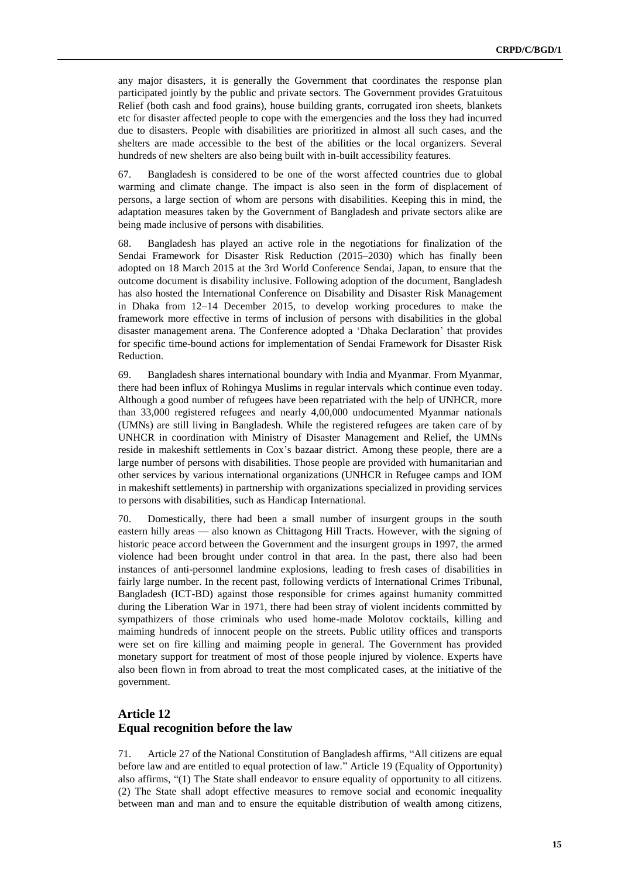any major disasters, it is generally the Government that coordinates the response plan participated jointly by the public and private sectors. The Government provides Gratuitous Relief (both cash and food grains), house building grants, corrugated iron sheets, blankets etc for disaster affected people to cope with the emergencies and the loss they had incurred due to disasters. People with disabilities are prioritized in almost all such cases, and the shelters are made accessible to the best of the abilities or the local organizers. Several hundreds of new shelters are also being built with in-built accessibility features.

67. Bangladesh is considered to be one of the worst affected countries due to global warming and climate change. The impact is also seen in the form of displacement of persons, a large section of whom are persons with disabilities. Keeping this in mind, the adaptation measures taken by the Government of Bangladesh and private sectors alike are being made inclusive of persons with disabilities.

68. Bangladesh has played an active role in the negotiations for finalization of the Sendai Framework for Disaster Risk Reduction (2015–2030) which has finally been adopted on 18 March 2015 at the 3rd World Conference Sendai, Japan, to ensure that the outcome document is disability inclusive. Following adoption of the document, Bangladesh has also hosted the International Conference on Disability and Disaster Risk Management in Dhaka from 12–14 December 2015, to develop working procedures to make the framework more effective in terms of inclusion of persons with disabilities in the global disaster management arena. The Conference adopted a 'Dhaka Declaration' that provides for specific time-bound actions for implementation of Sendai Framework for Disaster Risk Reduction.

69. Bangladesh shares international boundary with India and Myanmar. From Myanmar, there had been influx of Rohingya Muslims in regular intervals which continue even today. Although a good number of refugees have been repatriated with the help of UNHCR, more than 33,000 registered refugees and nearly 4,00,000 undocumented Myanmar nationals (UMNs) are still living in Bangladesh. While the registered refugees are taken care of by UNHCR in coordination with Ministry of Disaster Management and Relief, the UMNs reside in makeshift settlements in Cox's bazaar district. Among these people, there are a large number of persons with disabilities. Those people are provided with humanitarian and other services by various international organizations (UNHCR in Refugee camps and IOM in makeshift settlements) in partnership with organizations specialized in providing services to persons with disabilities, such as Handicap International.

70. Domestically, there had been a small number of insurgent groups in the south eastern hilly areas — also known as Chittagong Hill Tracts. However, with the signing of historic peace accord between the Government and the insurgent groups in 1997, the armed violence had been brought under control in that area. In the past, there also had been instances of anti-personnel landmine explosions, leading to fresh cases of disabilities in fairly large number. In the recent past, following verdicts of International Crimes Tribunal, Bangladesh (ICT-BD) against those responsible for crimes against humanity committed during the Liberation War in 1971, there had been stray of violent incidents committed by sympathizers of those criminals who used home-made Molotov cocktails, killing and maiming hundreds of innocent people on the streets. Public utility offices and transports were set on fire killing and maiming people in general. The Government has provided monetary support for treatment of most of those people injured by violence. Experts have also been flown in from abroad to treat the most complicated cases, at the initiative of the government.

## Article 12
## Equal recognition before the law

71. Article 27 of the National Constitution of Bangladesh affirms, "All citizens are equal before law and are entitled to equal protection of law." Article 19 (Equality of Opportunity) also affirms, "(1) The State shall endeavor to ensure equality of opportunity to all citizens. (2) The State shall adopt effective measures to remove social and economic inequality between man and man and to ensure the equitable distribution of wealth among citizens,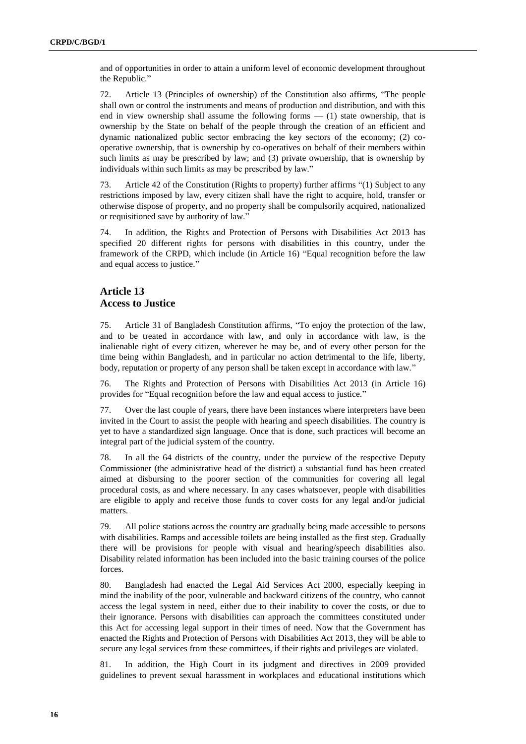and of opportunities in order to attain a uniform level of economic development throughout the Republic."

72. Article 13 (Principles of ownership) of the Constitution also affirms, "The people shall own or control the instruments and means of production and distribution, and with this end in view ownership shall assume the following forms — (1) state ownership, that is ownership by the State on behalf of the people through the creation of an efficient and dynamic nationalized public sector embracing the key sectors of the economy; (2) co-operative ownership, that is ownership by co-operatives on behalf of their members within such limits as may be prescribed by law; and (3) private ownership, that is ownership by individuals within such limits as may be prescribed by law."

73. Article 42 of the Constitution (Rights to property) further affirms "(1) Subject to any restrictions imposed by law, every citizen shall have the right to acquire, hold, transfer or otherwise dispose of property, and no property shall be compulsorily acquired, nationalized or requisitioned save by authority of law."

74. In addition, the Rights and Protection of Persons with Disabilities Act 2013 has specified 20 different rights for persons with disabilities in this country, under the framework of the CRPD, which include (in Article 16) "Equal recognition before the law and equal access to justice."

## Article 13
## Access to Justice

75. Article 31 of Bangladesh Constitution affirms, "To enjoy the protection of the law, and to be treated in accordance with law, and only in accordance with law, is the inalienable right of every citizen, wherever he may be, and of every other person for the time being within Bangladesh, and in particular no action detrimental to the life, liberty, body, reputation or property of any person shall be taken except in accordance with law."

76. The Rights and Protection of Persons with Disabilities Act 2013 (in Article 16) provides for "Equal recognition before the law and equal access to justice."

77. Over the last couple of years, there have been instances where interpreters have been invited in the Court to assist the people with hearing and speech disabilities. The country is yet to have a standardized sign language. Once that is done, such practices will become an integral part of the judicial system of the country.

78. In all the 64 districts of the country, under the purview of the respective Deputy Commissioner (the administrative head of the district) a substantial fund has been created aimed at disbursing to the poorer section of the communities for covering all legal procedural costs, as and where necessary. In any cases whatsoever, people with disabilities are eligible to apply and receive those funds to cover costs for any legal and/or judicial matters.

79. All police stations across the country are gradually being made accessible to persons with disabilities. Ramps and accessible toilets are being installed as the first step. Gradually there will be provisions for people with visual and hearing/speech disabilities also. Disability related information has been included into the basic training courses of the police forces.

80. Bangladesh had enacted the Legal Aid Services Act 2000, especially keeping in mind the inability of the poor, vulnerable and backward citizens of the country, who cannot access the legal system in need, either due to their inability to cover the costs, or due to their ignorance. Persons with disabilities can approach the committees constituted under this Act for accessing legal support in their times of need. Now that the Government has enacted the Rights and Protection of Persons with Disabilities Act 2013, they will be able to secure any legal services from these committees, if their rights and privileges are violated.

81. In addition, the High Court in its judgment and directives in 2009 provided guidelines to prevent sexual harassment in workplaces and educational institutions which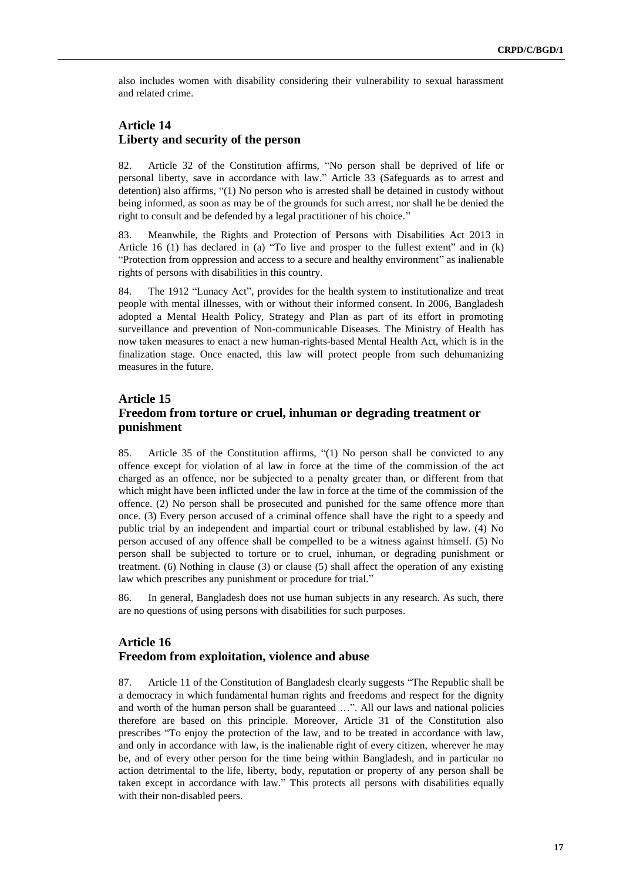also includes women with disability considering their vulnerability to sexual harassment and related crime.

## Article 14
## Liberty and security of the person

82. Article 32 of the Constitution affirms, "No person shall be deprived of life or personal liberty, save in accordance with law." Article 33 (Safeguards as to arrest and detention) also affirms, "(1) No person who is arrested shall be detained in custody without being informed, as soon as may be of the grounds for such arrest, nor shall he be denied the right to consult and be defended by a legal practitioner of his choice."

83. Meanwhile, the Rights and Protection of Persons with Disabilities Act 2013 in Article 16 (1) has declared in (a) "To live and prosper to the fullest extent" and in (k) "Protection from oppression and access to a secure and healthy environment" as inalienable rights of persons with disabilities in this country.

84. The 1912 "Lunacy Act", provides for the health system to institutionalize and treat people with mental illnesses, with or without their informed consent. In 2006, Bangladesh adopted a Mental Health Policy, Strategy and Plan as part of its effort in promoting surveillance and prevention of Non-communicable Diseases. The Ministry of Health has now taken measures to enact a new human-rights-based Mental Health Act, which is in the finalization stage. Once enacted, this law will protect people from such dehumanizing measures in the future.

## Article 15
## Freedom from torture or cruel, inhuman or degrading treatment or punishment

85. Article 35 of the Constitution affirms, "(1) No person shall be convicted to any offence except for violation of al law in force at the time of the commission of the act charged as an offence, nor be subjected to a penalty greater than, or different from that which might have been inflicted under the law in force at the time of the commission of the offence. (2) No person shall be prosecuted and punished for the same offence more than once. (3) Every person accused of a criminal offence shall have the right to a speedy and public trial by an independent and impartial court or tribunal established by law. (4) No person accused of any offence shall be compelled to be a witness against himself. (5) No person shall be subjected to torture or to cruel, inhuman, or degrading punishment or treatment. (6) Nothing in clause (3) or clause (5) shall affect the operation of any existing law which prescribes any punishment or procedure for trial."

86. In general, Bangladesh does not use human subjects in any research. As such, there are no questions of using persons with disabilities for such purposes.

## Article 16
## Freedom from exploitation, violence and abuse

87. Article 11 of the Constitution of Bangladesh clearly suggests "The Republic shall be a democracy in which fundamental human rights and freedoms and respect for the dignity and worth of the human person shall be guaranteed …". All our laws and national policies therefore are based on this principle. Moreover, Article 31 of the Constitution also prescribes "To enjoy the protection of the law, and to be treated in accordance with law, and only in accordance with law, is the inalienable right of every citizen, wherever he may be, and of every other person for the time being within Bangladesh, and in particular no action detrimental to the life, liberty, body, reputation or property of any person shall be taken except in accordance with law." This protects all persons with disabilities equally with their non-disabled peers.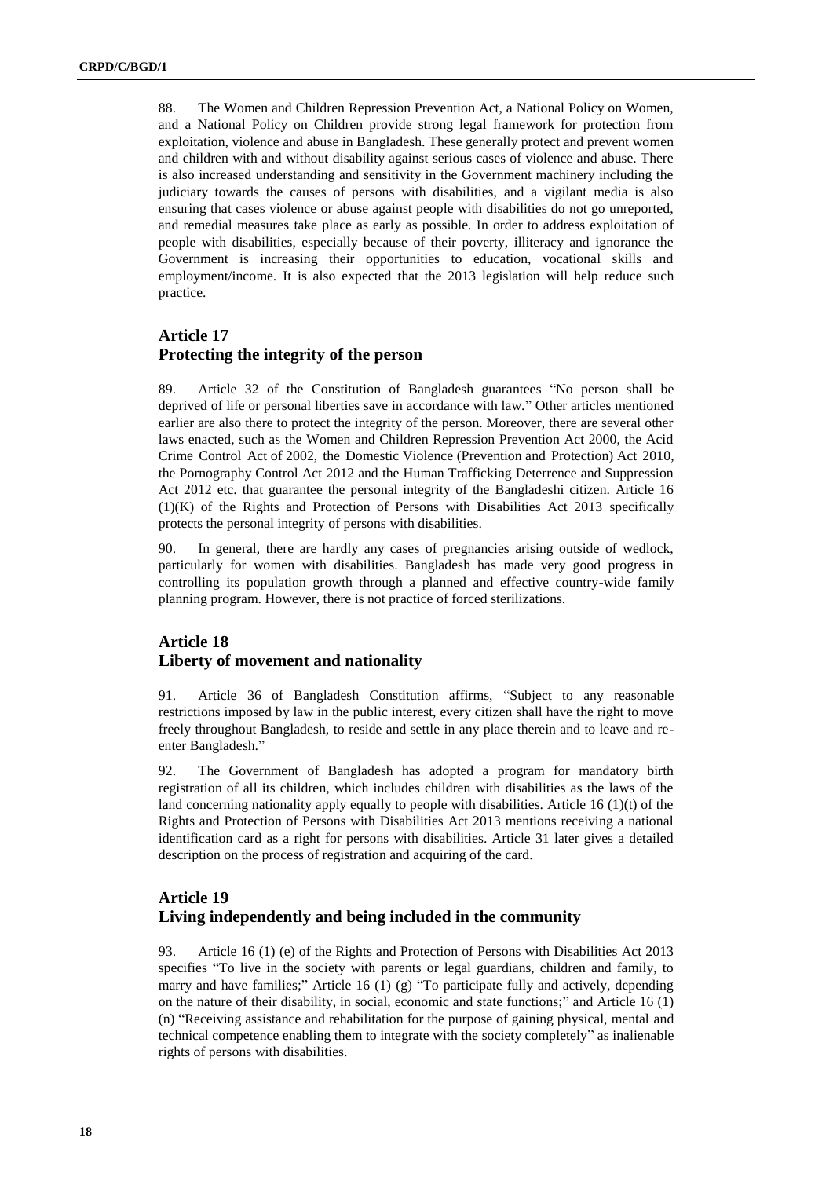88. The Women and Children Repression Prevention Act, a National Policy on Women, and a National Policy on Children provide strong legal framework for protection from exploitation, violence and abuse in Bangladesh. These generally protect and prevent women and children with and without disability against serious cases of violence and abuse. There is also increased understanding and sensitivity in the Government machinery including the judiciary towards the causes of persons with disabilities, and a vigilant media is also ensuring that cases violence or abuse against people with disabilities do not go unreported, and remedial measures take place as early as possible. In order to address exploitation of people with disabilities, especially because of their poverty, illiteracy and ignorance the Government is increasing their opportunities to education, vocational skills and employment/income. It is also expected that the 2013 legislation will help reduce such practice.

## Article 17
## Protecting the integrity of the person

89. Article 32 of the Constitution of Bangladesh guarantees "No person shall be deprived of life or personal liberties save in accordance with law." Other articles mentioned earlier are also there to protect the integrity of the person. Moreover, there are several other laws enacted, such as the Women and Children Repression Prevention Act 2000, the Acid Crime Control Act of 2002, the Domestic Violence (Prevention and Protection) Act 2010, the Pornography Control Act 2012 and the Human Trafficking Deterrence and Suppression Act 2012 etc. that guarantee the personal integrity of the Bangladeshi citizen. Article 16 (1)(K) of the Rights and Protection of Persons with Disabilities Act 2013 specifically protects the personal integrity of persons with disabilities.

90. In general, there are hardly any cases of pregnancies arising outside of wedlock, particularly for women with disabilities. Bangladesh has made very good progress in controlling its population growth through a planned and effective country-wide family planning program. However, there is not practice of forced sterilizations.

## Article 18
## Liberty of movement and nationality

91. Article 36 of Bangladesh Constitution affirms, "Subject to any reasonable restrictions imposed by law in the public interest, every citizen shall have the right to move freely throughout Bangladesh, to reside and settle in any place therein and to leave and re-enter Bangladesh."

92. The Government of Bangladesh has adopted a program for mandatory birth registration of all its children, which includes children with disabilities as the laws of the land concerning nationality apply equally to people with disabilities. Article 16 (1)(t) of the Rights and Protection of Persons with Disabilities Act 2013 mentions receiving a national identification card as a right for persons with disabilities. Article 31 later gives a detailed description on the process of registration and acquiring of the card.

## Article 19
## Living independently and being included in the community

93. Article 16 (1) (e) of the Rights and Protection of Persons with Disabilities Act 2013 specifies "To live in the society with parents or legal guardians, children and family, to marry and have families;" Article 16 (1) (g) "To participate fully and actively, depending on the nature of their disability, in social, economic and state functions;" and Article 16 (1) (n) "Receiving assistance and rehabilitation for the purpose of gaining physical, mental and technical competence enabling them to integrate with the society completely" as inalienable rights of persons with disabilities.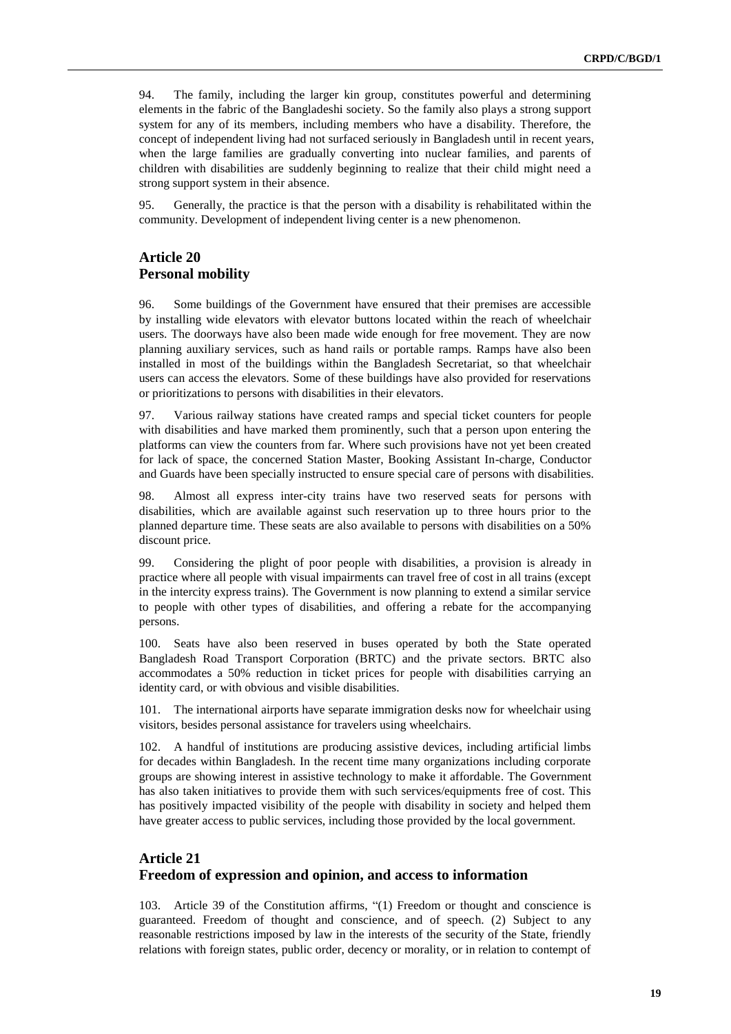94. The family, including the larger kin group, constitutes powerful and determining elements in the fabric of the Bangladeshi society. So the family also plays a strong support system for any of its members, including members who have a disability. Therefore, the concept of independent living had not surfaced seriously in Bangladesh until in recent years, when the large families are gradually converting into nuclear families, and parents of children with disabilities are suddenly beginning to realize that their child might need a strong support system in their absence.

95. Generally, the practice is that the person with a disability is rehabilitated within the community. Development of independent living center is a new phenomenon.

## Article 20
## Personal mobility

96. Some buildings of the Government have ensured that their premises are accessible by installing wide elevators with elevator buttons located within the reach of wheelchair users. The doorways have also been made wide enough for free movement. They are now planning auxiliary services, such as hand rails or portable ramps. Ramps have also been installed in most of the buildings within the Bangladesh Secretariat, so that wheelchair users can access the elevators. Some of these buildings have also provided for reservations or prioritizations to persons with disabilities in their elevators.

97. Various railway stations have created ramps and special ticket counters for people with disabilities and have marked them prominently, such that a person upon entering the platforms can view the counters from far. Where such provisions have not yet been created for lack of space, the concerned Station Master, Booking Assistant In-charge, Conductor and Guards have been specially instructed to ensure special care of persons with disabilities.

98. Almost all express inter-city trains have two reserved seats for persons with disabilities, which are available against such reservation up to three hours prior to the planned departure time. These seats are also available to persons with disabilities on a 50% discount price.

99. Considering the plight of poor people with disabilities, a provision is already in practice where all people with visual impairments can travel free of cost in all trains (except in the intercity express trains). The Government is now planning to extend a similar service to people with other types of disabilities, and offering a rebate for the accompanying persons.

100. Seats have also been reserved in buses operated by both the State operated Bangladesh Road Transport Corporation (BRTC) and the private sectors. BRTC also accommodates a 50% reduction in ticket prices for people with disabilities carrying an identity card, or with obvious and visible disabilities.

101. The international airports have separate immigration desks now for wheelchair using visitors, besides personal assistance for travelers using wheelchairs.

102. A handful of institutions are producing assistive devices, including artificial limbs for decades within Bangladesh. In the recent time many organizations including corporate groups are showing interest in assistive technology to make it affordable. The Government has also taken initiatives to provide them with such services/equipments free of cost. This has positively impacted visibility of the people with disability in society and helped them have greater access to public services, including those provided by the local government.

## Article 21
## Freedom of expression and opinion, and access to information

103. Article 39 of the Constitution affirms, "(1) Freedom or thought and conscience is guaranteed. Freedom of thought and conscience, and of speech. (2) Subject to any reasonable restrictions imposed by law in the interests of the security of the State, friendly relations with foreign states, public order, decency or morality, or in relation to contempt of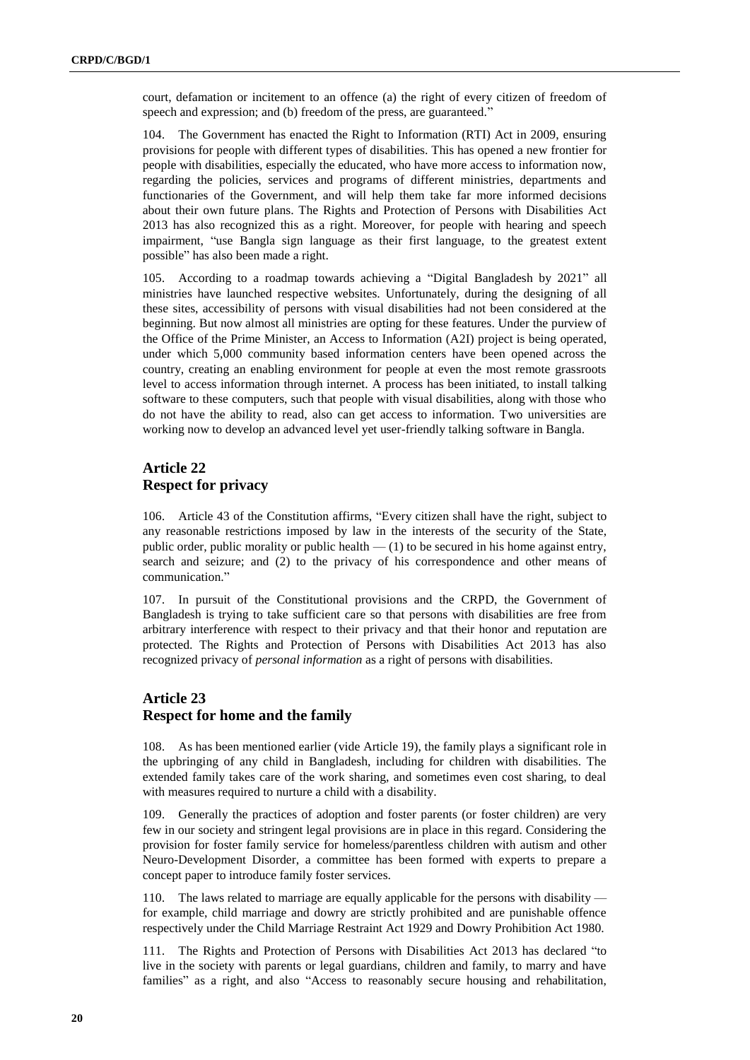court, defamation or incitement to an offence (a) the right of every citizen of freedom of speech and expression; and (b) freedom of the press, are guaranteed."

104. The Government has enacted the Right to Information (RTI) Act in 2009, ensuring provisions for people with different types of disabilities. This has opened a new frontier for people with disabilities, especially the educated, who have more access to information now, regarding the policies, services and programs of different ministries, departments and functionaries of the Government, and will help them take far more informed decisions about their own future plans. The Rights and Protection of Persons with Disabilities Act 2013 has also recognized this as a right. Moreover, for people with hearing and speech impairment, "use Bangla sign language as their first language, to the greatest extent possible" has also been made a right.

105. According to a roadmap towards achieving a "Digital Bangladesh by 2021" all ministries have launched respective websites. Unfortunately, during the designing of all these sites, accessibility of persons with visual disabilities had not been considered at the beginning. But now almost all ministries are opting for these features. Under the purview of the Office of the Prime Minister, an Access to Information (A2I) project is being operated, under which 5,000 community based information centers have been opened across the country, creating an enabling environment for people at even the most remote grassroots level to access information through internet. A process has been initiated, to install talking software to these computers, such that people with visual disabilities, along with those who do not have the ability to read, also can get access to information. Two universities are working now to develop an advanced level yet user-friendly talking software in Bangla.

## Article 22
## Respect for privacy

106. Article 43 of the Constitution affirms, "Every citizen shall have the right, subject to any reasonable restrictions imposed by law in the interests of the security of the State, public order, public morality or public health — (1) to be secured in his home against entry, search and seizure; and (2) to the privacy of his correspondence and other means of communication."

107. In pursuit of the Constitutional provisions and the CRPD, the Government of Bangladesh is trying to take sufficient care so that persons with disabilities are free from arbitrary interference with respect to their privacy and that their honor and reputation are protected. The Rights and Protection of Persons with Disabilities Act 2013 has also recognized privacy of *personal information* as a right of persons with disabilities.

## Article 23
## Respect for home and the family

108. As has been mentioned earlier (vide Article 19), the family plays a significant role in the upbringing of any child in Bangladesh, including for children with disabilities. The extended family takes care of the work sharing, and sometimes even cost sharing, to deal with measures required to nurture a child with a disability.

109. Generally the practices of adoption and foster parents (or foster children) are very few in our society and stringent legal provisions are in place in this regard. Considering the provision for foster family service for homeless/parentless children with autism and other Neuro-Development Disorder, a committee has been formed with experts to prepare a concept paper to introduce family foster services.

110. The laws related to marriage are equally applicable for the persons with disability — for example, child marriage and dowry are strictly prohibited and are punishable offence respectively under the Child Marriage Restraint Act 1929 and Dowry Prohibition Act 1980.

111. The Rights and Protection of Persons with Disabilities Act 2013 has declared "to live in the society with parents or legal guardians, children and family, to marry and have families" as a right, and also "Access to reasonably secure housing and rehabilitation,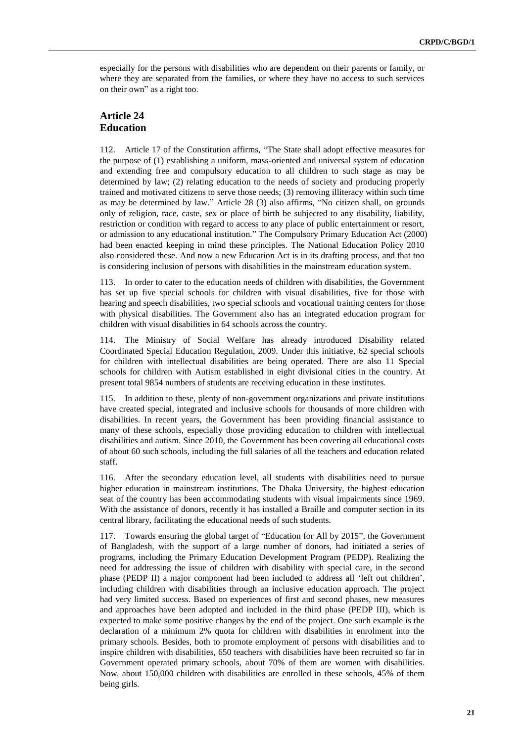especially for the persons with disabilities who are dependent on their parents or family, or where they are separated from the families, or where they have no access to such services on their own" as a right too.

## Article 24
## Education

112. Article 17 of the Constitution affirms, "The State shall adopt effective measures for the purpose of (1) establishing a uniform, mass-oriented and universal system of education and extending free and compulsory education to all children to such stage as may be determined by law; (2) relating education to the needs of society and producing properly trained and motivated citizens to serve those needs; (3) removing illiteracy within such time as may be determined by law." Article 28 (3) also affirms, "No citizen shall, on grounds only of religion, race, caste, sex or place of birth be subjected to any disability, liability, restriction or condition with regard to access to any place of public entertainment or resort, or admission to any educational institution." The Compulsory Primary Education Act (2000) had been enacted keeping in mind these principles. The National Education Policy 2010 also considered these. And now a new Education Act is in its drafting process, and that too is considering inclusion of persons with disabilities in the mainstream education system.

113. In order to cater to the education needs of children with disabilities, the Government has set up five special schools for children with visual disabilities, five for those with hearing and speech disabilities, two special schools and vocational training centers for those with physical disabilities. The Government also has an integrated education program for children with visual disabilities in 64 schools across the country.

114. The Ministry of Social Welfare has already introduced Disability related Coordinated Special Education Regulation, 2009. Under this initiative, 62 special schools for children with intellectual disabilities are being operated. There are also 11 Special schools for children with Autism established in eight divisional cities in the country. At present total 9854 numbers of students are receiving education in these institutes.

115. In addition to these, plenty of non-government organizations and private institutions have created special, integrated and inclusive schools for thousands of more children with disabilities. In recent years, the Government has been providing financial assistance to many of these schools, especially those providing education to children with intellectual disabilities and autism. Since 2010, the Government has been covering all educational costs of about 60 such schools, including the full salaries of all the teachers and education related staff.

116. After the secondary education level, all students with disabilities need to pursue higher education in mainstream institutions. The Dhaka University, the highest education seat of the country has been accommodating students with visual impairments since 1969. With the assistance of donors, recently it has installed a Braille and computer section in its central library, facilitating the educational needs of such students.

117. Towards ensuring the global target of "Education for All by 2015", the Government of Bangladesh, with the support of a large number of donors, had initiated a series of programs, including the Primary Education Development Program (PEDP). Realizing the need for addressing the issue of children with disability with special care, in the second phase (PEDP II) a major component had been included to address all 'left out children', including children with disabilities through an inclusive education approach. The project had very limited success. Based on experiences of first and second phases, new measures and approaches have been adopted and included in the third phase (PEDP III), which is expected to make some positive changes by the end of the project. One such example is the declaration of a minimum 2% quota for children with disabilities in enrolment into the primary schools. Besides, both to promote employment of persons with disabilities and to inspire children with disabilities, 650 teachers with disabilities have been recruited so far in Government operated primary schools, about 70% of them are women with disabilities. Now, about 150,000 children with disabilities are enrolled in these schools, 45% of them being girls.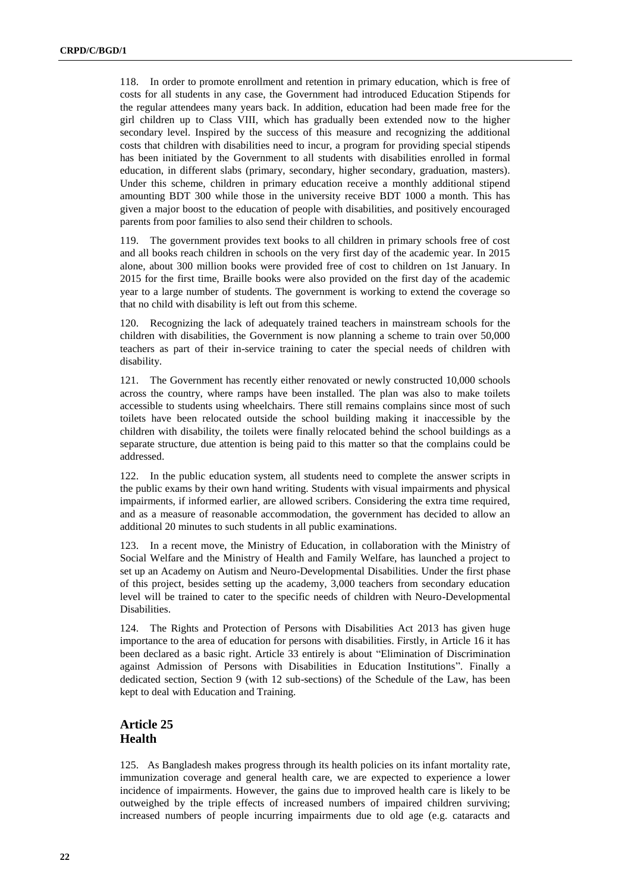118. In order to promote enrollment and retention in primary education, which is free of costs for all students in any case, the Government had introduced Education Stipends for the regular attendees many years back. In addition, education had been made free for the girl children up to Class VIII, which has gradually been extended now to the higher secondary level. Inspired by the success of this measure and recognizing the additional costs that children with disabilities need to incur, a program for providing special stipends has been initiated by the Government to all students with disabilities enrolled in formal education, in different slabs (primary, secondary, higher secondary, graduation, masters). Under this scheme, children in primary education receive a monthly additional stipend amounting BDT 300 while those in the university receive BDT 1000 a month. This has given a major boost to the education of people with disabilities, and positively encouraged parents from poor families to also send their children to schools.

119. The government provides text books to all children in primary schools free of cost and all books reach children in schools on the very first day of the academic year. In 2015 alone, about 300 million books were provided free of cost to children on 1st January. In 2015 for the first time, Braille books were also provided on the first day of the academic year to a large number of students. The government is working to extend the coverage so that no child with disability is left out from this scheme.

120. Recognizing the lack of adequately trained teachers in mainstream schools for the children with disabilities, the Government is now planning a scheme to train over 50,000 teachers as part of their in-service training to cater the special needs of children with disability.

121. The Government has recently either renovated or newly constructed 10,000 schools across the country, where ramps have been installed. The plan was also to make toilets accessible to students using wheelchairs. There still remains complains since most of such toilets have been relocated outside the school building making it inaccessible by the children with disability, the toilets were finally relocated behind the school buildings as a separate structure, due attention is being paid to this matter so that the complains could be addressed.

122. In the public education system, all students need to complete the answer scripts in the public exams by their own hand writing. Students with visual impairments and physical impairments, if informed earlier, are allowed scribers. Considering the extra time required, and as a measure of reasonable accommodation, the government has decided to allow an additional 20 minutes to such students in all public examinations.

123. In a recent move, the Ministry of Education, in collaboration with the Ministry of Social Welfare and the Ministry of Health and Family Welfare, has launched a project to set up an Academy on Autism and Neuro-Developmental Disabilities. Under the first phase of this project, besides setting up the academy, 3,000 teachers from secondary education level will be trained to cater to the specific needs of children with Neuro-Developmental Disabilities.

124. The Rights and Protection of Persons with Disabilities Act 2013 has given huge importance to the area of education for persons with disabilities. Firstly, in Article 16 it has been declared as a basic right. Article 33 entirely is about "Elimination of Discrimination against Admission of Persons with Disabilities in Education Institutions". Finally a dedicated section, Section 9 (with 12 sub-sections) of the Schedule of the Law, has been kept to deal with Education and Training.

## Article 25
## Health

125. As Bangladesh makes progress through its health policies on its infant mortality rate, immunization coverage and general health care, we are expected to experience a lower incidence of impairments. However, the gains due to improved health care is likely to be outweighed by the triple effects of increased numbers of impaired children surviving; increased numbers of people incurring impairments due to old age (e.g. cataracts and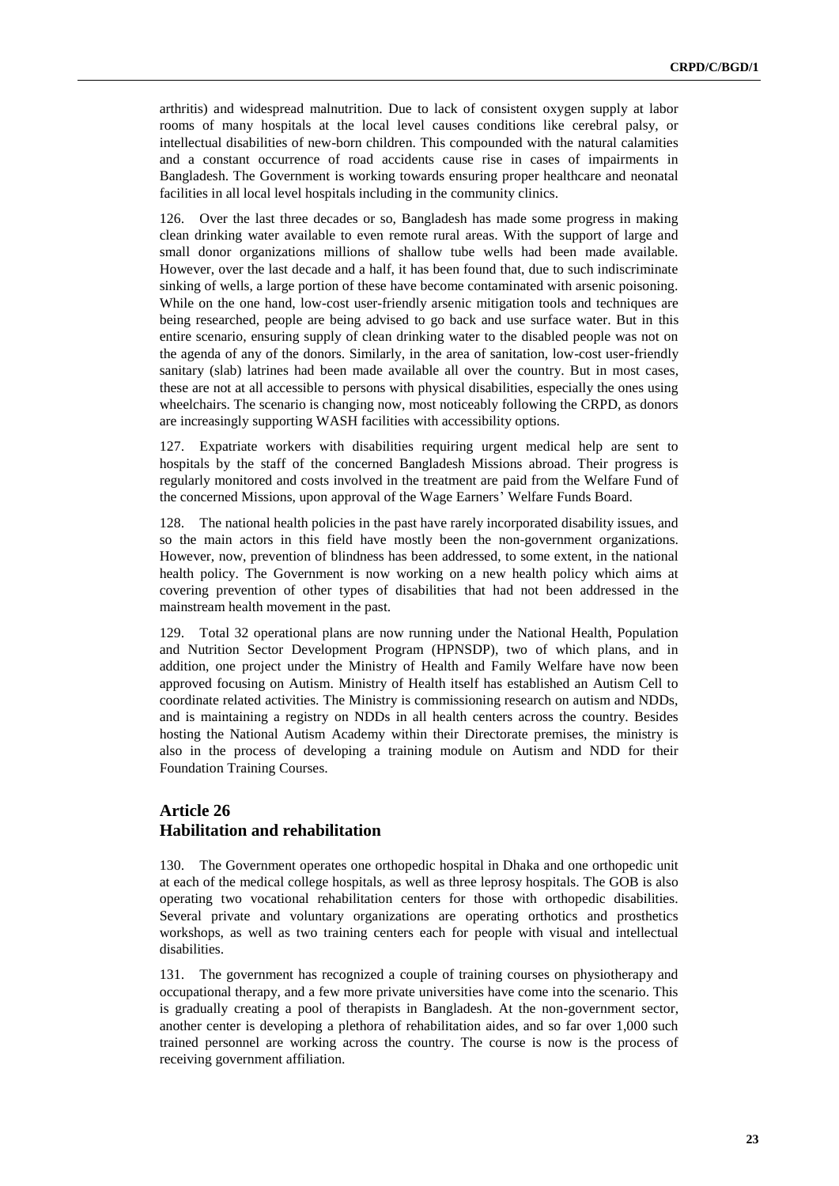arthritis) and widespread malnutrition. Due to lack of consistent oxygen supply at labor rooms of many hospitals at the local level causes conditions like cerebral palsy, or intellectual disabilities of new-born children. This compounded with the natural calamities and a constant occurrence of road accidents cause rise in cases of impairments in Bangladesh. The Government is working towards ensuring proper healthcare and neonatal facilities in all local level hospitals including in the community clinics.

126. Over the last three decades or so, Bangladesh has made some progress in making clean drinking water available to even remote rural areas. With the support of large and small donor organizations millions of shallow tube wells had been made available. However, over the last decade and a half, it has been found that, due to such indiscriminate sinking of wells, a large portion of these have become contaminated with arsenic poisoning. While on the one hand, low-cost user-friendly arsenic mitigation tools and techniques are being researched, people are being advised to go back and use surface water. But in this entire scenario, ensuring supply of clean drinking water to the disabled people was not on the agenda of any of the donors. Similarly, in the area of sanitation, low-cost user-friendly sanitary (slab) latrines had been made available all over the country. But in most cases, these are not at all accessible to persons with physical disabilities, especially the ones using wheelchairs. The scenario is changing now, most noticeably following the CRPD, as donors are increasingly supporting WASH facilities with accessibility options.

127. Expatriate workers with disabilities requiring urgent medical help are sent to hospitals by the staff of the concerned Bangladesh Missions abroad. Their progress is regularly monitored and costs involved in the treatment are paid from the Welfare Fund of the concerned Missions, upon approval of the Wage Earners' Welfare Funds Board.

128. The national health policies in the past have rarely incorporated disability issues, and so the main actors in this field have mostly been the non-government organizations. However, now, prevention of blindness has been addressed, to some extent, in the national health policy. The Government is now working on a new health policy which aims at covering prevention of other types of disabilities that had not been addressed in the mainstream health movement in the past.

129. Total 32 operational plans are now running under the National Health, Population and Nutrition Sector Development Program (HPNSDP), two of which plans, and in addition, one project under the Ministry of Health and Family Welfare have now been approved focusing on Autism. Ministry of Health itself has established an Autism Cell to coordinate related activities. The Ministry is commissioning research on autism and NDDs, and is maintaining a registry on NDDs in all health centers across the country. Besides hosting the National Autism Academy within their Directorate premises, the ministry is also in the process of developing a training module on Autism and NDD for their Foundation Training Courses.

## Article 26
## Habilitation and rehabilitation

130. The Government operates one orthopedic hospital in Dhaka and one orthopedic unit at each of the medical college hospitals, as well as three leprosy hospitals. The GOB is also operating two vocational rehabilitation centers for those with orthopedic disabilities. Several private and voluntary organizations are operating orthotics and prosthetics workshops, as well as two training centers each for people with visual and intellectual disabilities.

131. The government has recognized a couple of training courses on physiotherapy and occupational therapy, and a few more private universities have come into the scenario. This is gradually creating a pool of therapists in Bangladesh. At the non-government sector, another center is developing a plethora of rehabilitation aides, and so far over 1,000 such trained personnel are working across the country. The course is now is the process of receiving government affiliation.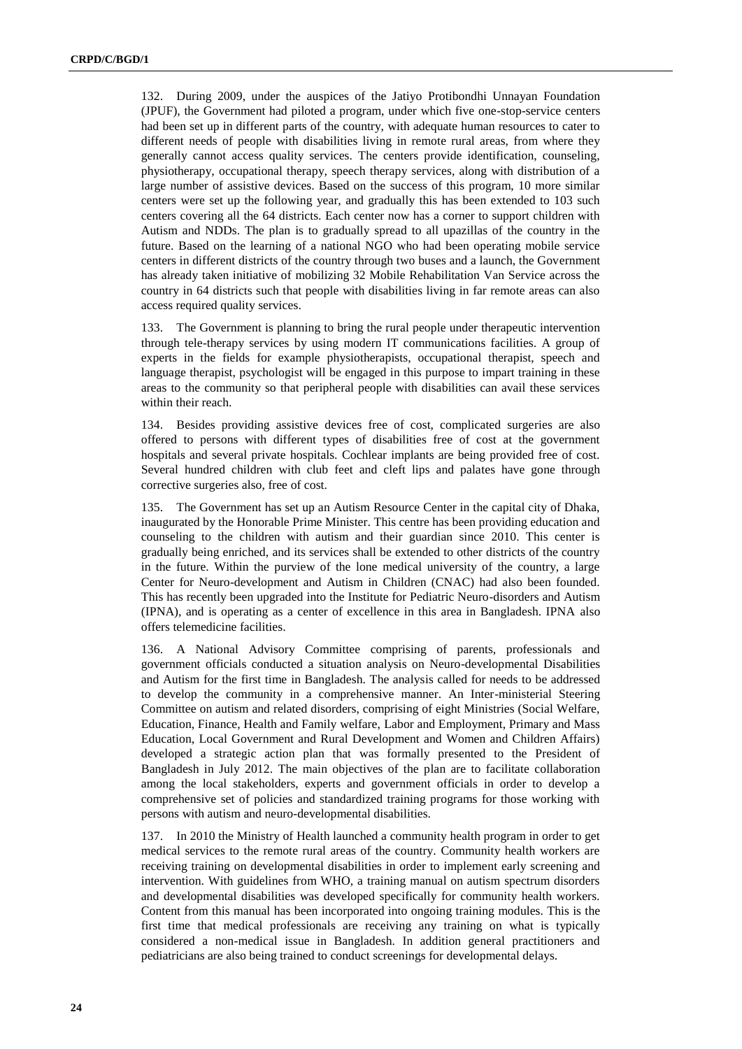132. During 2009, under the auspices of the Jatiyo Protibondhi Unnayan Foundation (JPUF), the Government had piloted a program, under which five one-stop-service centers had been set up in different parts of the country, with adequate human resources to cater to different needs of people with disabilities living in remote rural areas, from where they generally cannot access quality services. The centers provide identification, counseling, physiotherapy, occupational therapy, speech therapy services, along with distribution of a large number of assistive devices. Based on the success of this program, 10 more similar centers were set up the following year, and gradually this has been extended to 103 such centers covering all the 64 districts. Each center now has a corner to support children with Autism and NDDs. The plan is to gradually spread to all upazillas of the country in the future. Based on the learning of a national NGO who had been operating mobile service centers in different districts of the country through two buses and a launch, the Government has already taken initiative of mobilizing 32 Mobile Rehabilitation Van Service across the country in 64 districts such that people with disabilities living in far remote areas can also access required quality services.

133. The Government is planning to bring the rural people under therapeutic intervention through tele-therapy services by using modern IT communications facilities. A group of experts in the fields for example physiotherapists, occupational therapist, speech and language therapist, psychologist will be engaged in this purpose to impart training in these areas to the community so that peripheral people with disabilities can avail these services within their reach.

134. Besides providing assistive devices free of cost, complicated surgeries are also offered to persons with different types of disabilities free of cost at the government hospitals and several private hospitals. Cochlear implants are being provided free of cost. Several hundred children with club feet and cleft lips and palates have gone through corrective surgeries also, free of cost.

135. The Government has set up an Autism Resource Center in the capital city of Dhaka, inaugurated by the Honorable Prime Minister. This centre has been providing education and counseling to the children with autism and their guardian since 2010. This center is gradually being enriched, and its services shall be extended to other districts of the country in the future. Within the purview of the lone medical university of the country, a large Center for Neuro-development and Autism in Children (CNAC) had also been founded. This has recently been upgraded into the Institute for Pediatric Neuro-disorders and Autism (IPNA), and is operating as a center of excellence in this area in Bangladesh. IPNA also offers telemedicine facilities.

136. A National Advisory Committee comprising of parents, professionals and government officials conducted a situation analysis on Neuro-developmental Disabilities and Autism for the first time in Bangladesh. The analysis called for needs to be addressed to develop the community in a comprehensive manner. An Inter-ministerial Steering Committee on autism and related disorders, comprising of eight Ministries (Social Welfare, Education, Finance, Health and Family welfare, Labor and Employment, Primary and Mass Education, Local Government and Rural Development and Women and Children Affairs) developed a strategic action plan that was formally presented to the President of Bangladesh in July 2012. The main objectives of the plan are to facilitate collaboration among the local stakeholders, experts and government officials in order to develop a comprehensive set of policies and standardized training programs for those working with persons with autism and neuro-developmental disabilities.

137. In 2010 the Ministry of Health launched a community health program in order to get medical services to the remote rural areas of the country. Community health workers are receiving training on developmental disabilities in order to implement early screening and intervention. With guidelines from WHO, a training manual on autism spectrum disorders and developmental disabilities was developed specifically for community health workers. Content from this manual has been incorporated into ongoing training modules. This is the first time that medical professionals are receiving any training on what is typically considered a non-medical issue in Bangladesh. In addition general practitioners and pediatricians are also being trained to conduct screenings for developmental delays.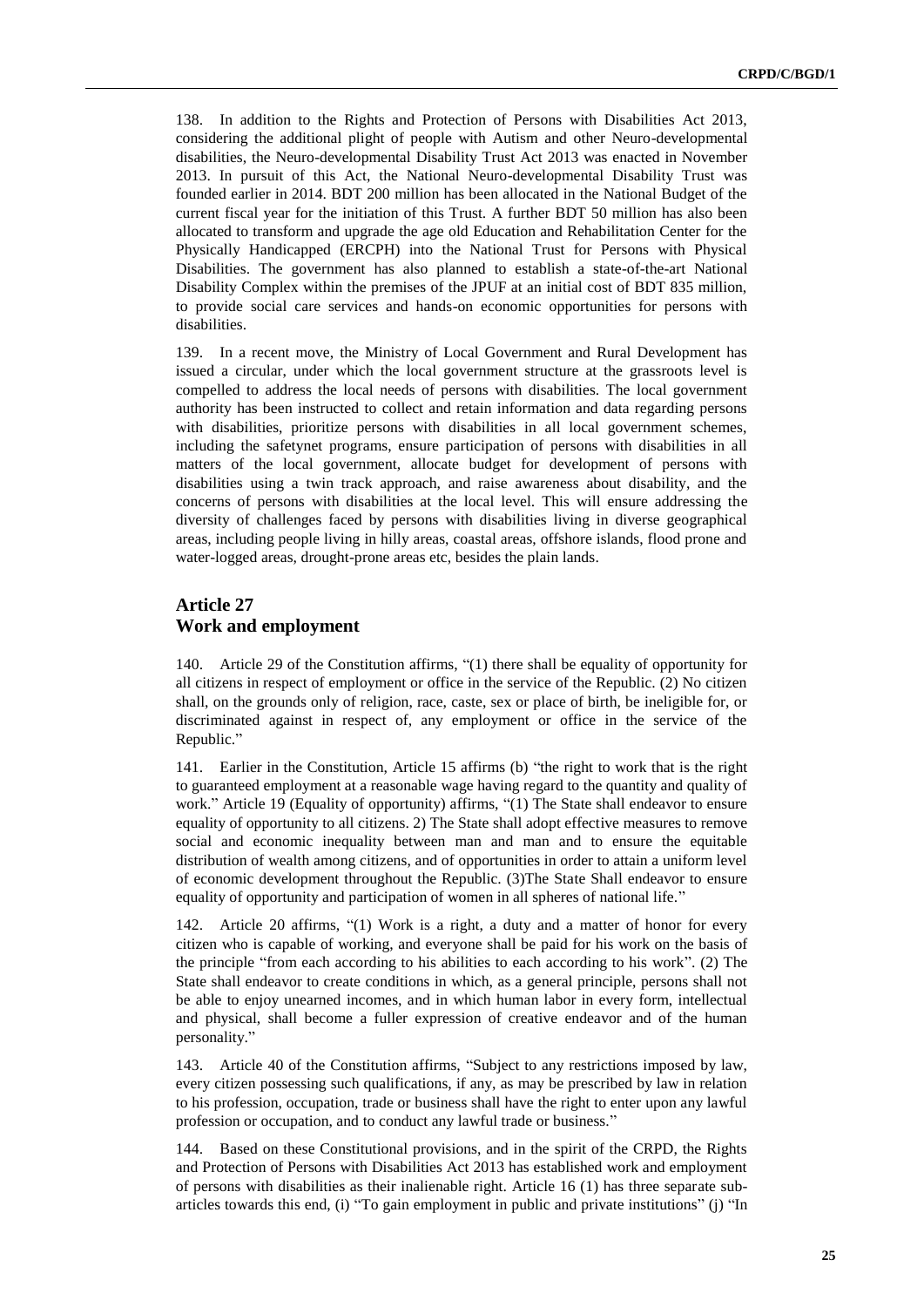138. In addition to the Rights and Protection of Persons with Disabilities Act 2013, considering the additional plight of people with Autism and other Neuro-developmental disabilities, the Neuro-developmental Disability Trust Act 2013 was enacted in November 2013. In pursuit of this Act, the National Neuro-developmental Disability Trust was founded earlier in 2014. BDT 200 million has been allocated in the National Budget of the current fiscal year for the initiation of this Trust. A further BDT 50 million has also been allocated to transform and upgrade the age old Education and Rehabilitation Center for the Physically Handicapped (ERCPH) into the National Trust for Persons with Physical Disabilities. The government has also planned to establish a state-of-the-art National Disability Complex within the premises of the JPUF at an initial cost of BDT 835 million, to provide social care services and hands-on economic opportunities for persons with disabilities.

139. In a recent move, the Ministry of Local Government and Rural Development has issued a circular, under which the local government structure at the grassroots level is compelled to address the local needs of persons with disabilities. The local government authority has been instructed to collect and retain information and data regarding persons with disabilities, prioritize persons with disabilities in all local government schemes, including the safetynet programs, ensure participation of persons with disabilities in all matters of the local government, allocate budget for development of persons with disabilities using a twin track approach, and raise awareness about disability, and the concerns of persons with disabilities at the local level. This will ensure addressing the diversity of challenges faced by persons with disabilities living in diverse geographical areas, including people living in hilly areas, coastal areas, offshore islands, flood prone and water-logged areas, drought-prone areas etc, besides the plain lands.

## Article 27
## Work and employment

140. Article 29 of the Constitution affirms, "(1) there shall be equality of opportunity for all citizens in respect of employment or office in the service of the Republic. (2) No citizen shall, on the grounds only of religion, race, caste, sex or place of birth, be ineligible for, or discriminated against in respect of, any employment or office in the service of the Republic."

141. Earlier in the Constitution, Article 15 affirms (b) "the right to work that is the right to guaranteed employment at a reasonable wage having regard to the quantity and quality of work." Article 19 (Equality of opportunity) affirms, "(1) The State shall endeavor to ensure equality of opportunity to all citizens. 2) The State shall adopt effective measures to remove social and economic inequality between man and man and to ensure the equitable distribution of wealth among citizens, and of opportunities in order to attain a uniform level of economic development throughout the Republic. (3)The State Shall endeavor to ensure equality of opportunity and participation of women in all spheres of national life."

142. Article 20 affirms, "(1) Work is a right, a duty and a matter of honor for every citizen who is capable of working, and everyone shall be paid for his work on the basis of the principle "from each according to his abilities to each according to his work". (2) The State shall endeavor to create conditions in which, as a general principle, persons shall not be able to enjoy unearned incomes, and in which human labor in every form, intellectual and physical, shall become a fuller expression of creative endeavor and of the human personality."

143. Article 40 of the Constitution affirms, "Subject to any restrictions imposed by law, every citizen possessing such qualifications, if any, as may be prescribed by law in relation to his profession, occupation, trade or business shall have the right to enter upon any lawful profession or occupation, and to conduct any lawful trade or business."

144. Based on these Constitutional provisions, and in the spirit of the CRPD, the Rights and Protection of Persons with Disabilities Act 2013 has established work and employment of persons with disabilities as their inalienable right. Article 16 (1) has three separate sub-articles towards this end, (i) "To gain employment in public and private institutions" (j) "In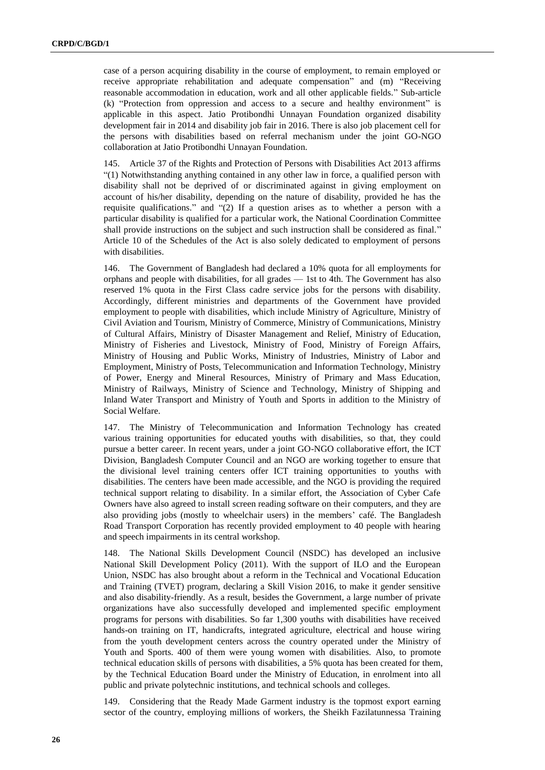case of a person acquiring disability in the course of employment, to remain employed or receive appropriate rehabilitation and adequate compensation" and (m) "Receiving reasonable accommodation in education, work and all other applicable fields." Sub-article (k) "Protection from oppression and access to a secure and healthy environment" is applicable in this aspect. Jatio Protibondhi Unnayan Foundation organized disability development fair in 2014 and disability job fair in 2016. There is also job placement cell for the persons with disabilities based on referral mechanism under the joint GO-NGO collaboration at Jatio Protibondhi Unnayan Foundation.

145. Article 37 of the Rights and Protection of Persons with Disabilities Act 2013 affirms "(1) Notwithstanding anything contained in any other law in force, a qualified person with disability shall not be deprived of or discriminated against in giving employment on account of his/her disability, depending on the nature of disability, provided he has the requisite qualifications." and "(2) If a question arises as to whether a person with a particular disability is qualified for a particular work, the National Coordination Committee shall provide instructions on the subject and such instruction shall be considered as final." Article 10 of the Schedules of the Act is also solely dedicated to employment of persons with disabilities.

146. The Government of Bangladesh had declared a 10% quota for all employments for orphans and people with disabilities, for all grades — 1st to 4th. The Government has also reserved 1% quota in the First Class cadre service jobs for the persons with disability. Accordingly, different ministries and departments of the Government have provided employment to people with disabilities, which include Ministry of Agriculture, Ministry of Civil Aviation and Tourism, Ministry of Commerce, Ministry of Communications, Ministry of Cultural Affairs, Ministry of Disaster Management and Relief, Ministry of Education, Ministry of Fisheries and Livestock, Ministry of Food, Ministry of Foreign Affairs, Ministry of Housing and Public Works, Ministry of Industries, Ministry of Labor and Employment, Ministry of Posts, Telecommunication and Information Technology, Ministry of Power, Energy and Mineral Resources, Ministry of Primary and Mass Education, Ministry of Railways, Ministry of Science and Technology, Ministry of Shipping and Inland Water Transport and Ministry of Youth and Sports in addition to the Ministry of Social Welfare.

147. The Ministry of Telecommunication and Information Technology has created various training opportunities for educated youths with disabilities, so that, they could pursue a better career. In recent years, under a joint GO-NGO collaborative effort, the ICT Division, Bangladesh Computer Council and an NGO are working together to ensure that the divisional level training centers offer ICT training opportunities to youths with disabilities. The centers have been made accessible, and the NGO is providing the required technical support relating to disability. In a similar effort, the Association of Cyber Cafe Owners have also agreed to install screen reading software on their computers, and they are also providing jobs (mostly to wheelchair users) in the members' café. The Bangladesh Road Transport Corporation has recently provided employment to 40 people with hearing and speech impairments in its central workshop.

148. The National Skills Development Council (NSDC) has developed an inclusive National Skill Development Policy (2011). With the support of ILO and the European Union, NSDC has also brought about a reform in the Technical and Vocational Education and Training (TVET) program, declaring a Skill Vision 2016, to make it gender sensitive and also disability-friendly. As a result, besides the Government, a large number of private organizations have also successfully developed and implemented specific employment programs for persons with disabilities. So far 1,300 youths with disabilities have received hands-on training on IT, handicrafts, integrated agriculture, electrical and house wiring from the youth development centers across the country operated under the Ministry of Youth and Sports. 400 of them were young women with disabilities. Also, to promote technical education skills of persons with disabilities, a 5% quota has been created for them, by the Technical Education Board under the Ministry of Education, in enrolment into all public and private polytechnic institutions, and technical schools and colleges.

149. Considering that the Ready Made Garment industry is the topmost export earning sector of the country, employing millions of workers, the Sheikh Fazilatunnessa Training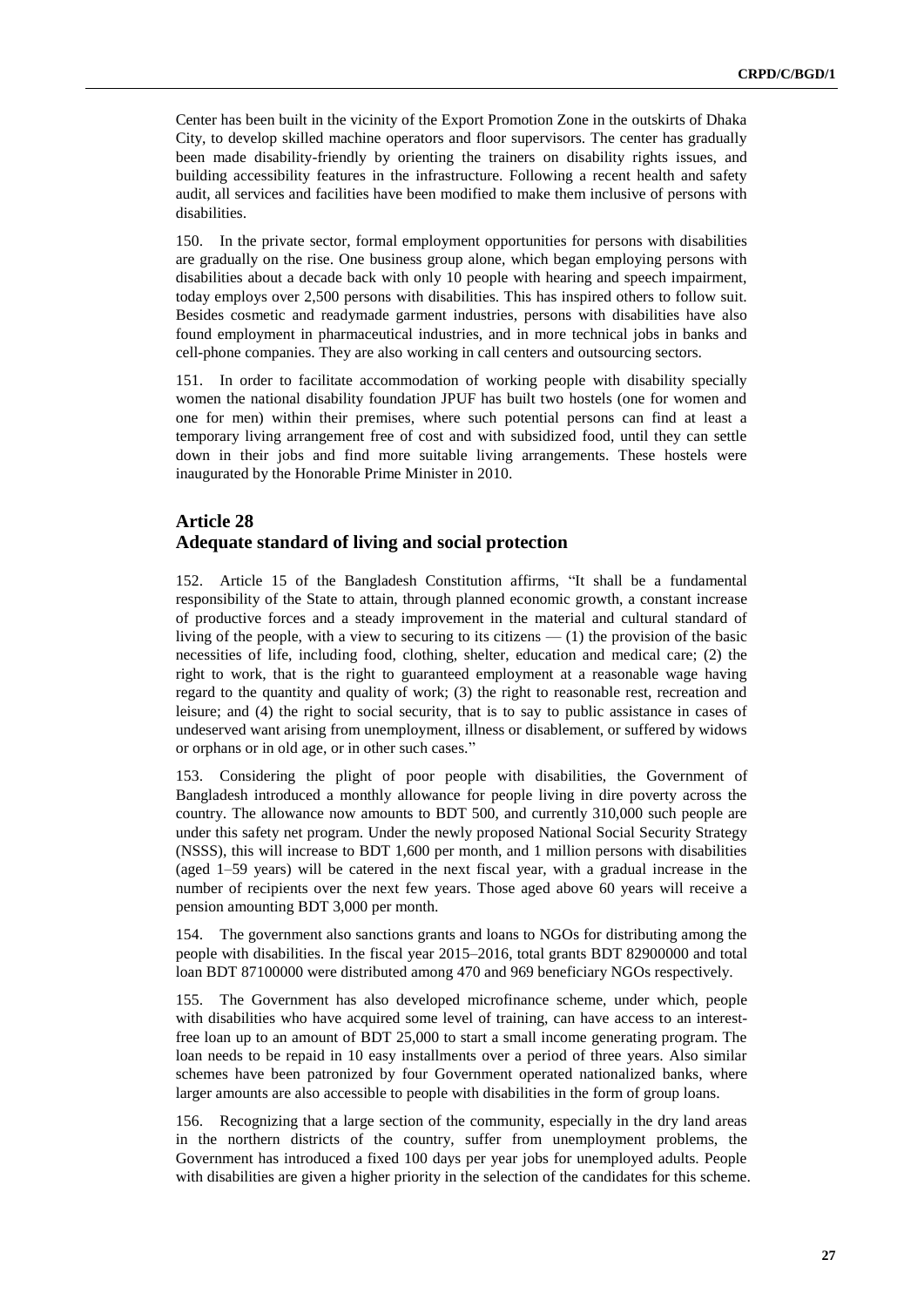Center has been built in the vicinity of the Export Promotion Zone in the outskirts of Dhaka City, to develop skilled machine operators and floor supervisors. The center has gradually been made disability-friendly by orienting the trainers on disability rights issues, and building accessibility features in the infrastructure. Following a recent health and safety audit, all services and facilities have been modified to make them inclusive of persons with disabilities.

150. In the private sector, formal employment opportunities for persons with disabilities are gradually on the rise. One business group alone, which began employing persons with disabilities about a decade back with only 10 people with hearing and speech impairment, today employs over 2,500 persons with disabilities. This has inspired others to follow suit. Besides cosmetic and readymade garment industries, persons with disabilities have also found employment in pharmaceutical industries, and in more technical jobs in banks and cell-phone companies. They are also working in call centers and outsourcing sectors.

151. In order to facilitate accommodation of working people with disability specially women the national disability foundation JPUF has built two hostels (one for women and one for men) within their premises, where such potential persons can find at least a temporary living arrangement free of cost and with subsidized food, until they can settle down in their jobs and find more suitable living arrangements. These hostels were inaugurated by the Honorable Prime Minister in 2010.

## Article 28
## Adequate standard of living and social protection

152. Article 15 of the Bangladesh Constitution affirms, "It shall be a fundamental responsibility of the State to attain, through planned economic growth, a constant increase of productive forces and a steady improvement in the material and cultural standard of living of the people, with a view to securing to its citizens — (1) the provision of the basic necessities of life, including food, clothing, shelter, education and medical care; (2) the right to work, that is the right to guaranteed employment at a reasonable wage having regard to the quantity and quality of work; (3) the right to reasonable rest, recreation and leisure; and (4) the right to social security, that is to say to public assistance in cases of undeserved want arising from unemployment, illness or disablement, or suffered by widows or orphans or in old age, or in other such cases."

153. Considering the plight of poor people with disabilities, the Government of Bangladesh introduced a monthly allowance for people living in dire poverty across the country. The allowance now amounts to BDT 500, and currently 310,000 such people are under this safety net program. Under the newly proposed National Social Security Strategy (NSSS), this will increase to BDT 1,600 per month, and 1 million persons with disabilities (aged 1–59 years) will be catered in the next fiscal year, with a gradual increase in the number of recipients over the next few years. Those aged above 60 years will receive a pension amounting BDT 3,000 per month.

154. The government also sanctions grants and loans to NGOs for distributing among the people with disabilities. In the fiscal year 2015–2016, total grants BDT 82900000 and total loan BDT 87100000 were distributed among 470 and 969 beneficiary NGOs respectively.

155. The Government has also developed microfinance scheme, under which, people with disabilities who have acquired some level of training, can have access to an interest-free loan up to an amount of BDT 25,000 to start a small income generating program. The loan needs to be repaid in 10 easy installments over a period of three years. Also similar schemes have been patronized by four Government operated nationalized banks, where larger amounts are also accessible to people with disabilities in the form of group loans.

156. Recognizing that a large section of the community, especially in the dry land areas in the northern districts of the country, suffer from unemployment problems, the Government has introduced a fixed 100 days per year jobs for unemployed adults. People with disabilities are given a higher priority in the selection of the candidates for this scheme.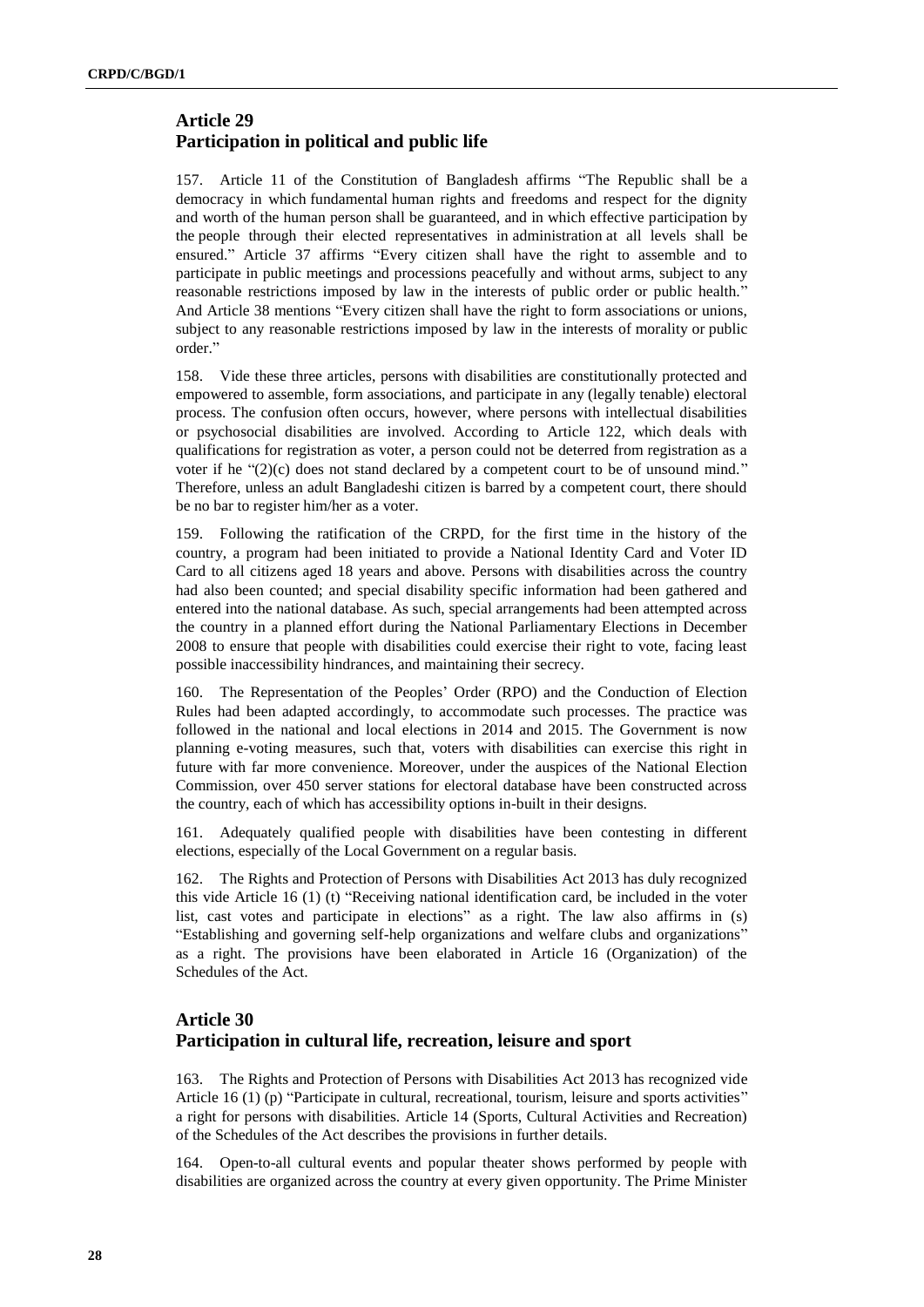## Article 29
## Participation in political and public life

157. Article 11 of the Constitution of Bangladesh affirms "The Republic shall be a democracy in which fundamental human rights and freedoms and respect for the dignity and worth of the human person shall be guaranteed, and in which effective participation by the people through their elected representatives in administration at all levels shall be ensured." Article 37 affirms "Every citizen shall have the right to assemble and to participate in public meetings and processions peacefully and without arms, subject to any reasonable restrictions imposed by law in the interests of public order or public health." And Article 38 mentions "Every citizen shall have the right to form associations or unions, subject to any reasonable restrictions imposed by law in the interests of morality or public order."

158. Vide these three articles, persons with disabilities are constitutionally protected and empowered to assemble, form associations, and participate in any (legally tenable) electoral process. The confusion often occurs, however, where persons with intellectual disabilities or psychosocial disabilities are involved. According to Article 122, which deals with qualifications for registration as voter, a person could not be deterred from registration as a voter if he "(2)(c) does not stand declared by a competent court to be of unsound mind." Therefore, unless an adult Bangladeshi citizen is barred by a competent court, there should be no bar to register him/her as a voter.

159. Following the ratification of the CRPD, for the first time in the history of the country, a program had been initiated to provide a National Identity Card and Voter ID Card to all citizens aged 18 years and above. Persons with disabilities across the country had also been counted; and special disability specific information had been gathered and entered into the national database. As such, special arrangements had been attempted across the country in a planned effort during the National Parliamentary Elections in December 2008 to ensure that people with disabilities could exercise their right to vote, facing least possible inaccessibility hindrances, and maintaining their secrecy.

160. The Representation of the Peoples' Order (RPO) and the Conduction of Election Rules had been adapted accordingly, to accommodate such processes. The practice was followed in the national and local elections in 2014 and 2015. The Government is now planning e-voting measures, such that, voters with disabilities can exercise this right in future with far more convenience. Moreover, under the auspices of the National Election Commission, over 450 server stations for electoral database have been constructed across the country, each of which has accessibility options in-built in their designs.

161. Adequately qualified people with disabilities have been contesting in different elections, especially of the Local Government on a regular basis.

162. The Rights and Protection of Persons with Disabilities Act 2013 has duly recognized this vide Article 16 (1) (t) "Receiving national identification card, be included in the voter list, cast votes and participate in elections" as a right. The law also affirms in (s) "Establishing and governing self-help organizations and welfare clubs and organizations" as a right. The provisions have been elaborated in Article 16 (Organization) of the Schedules of the Act.

## Article 30
## Participation in cultural life, recreation, leisure and sport

163. The Rights and Protection of Persons with Disabilities Act 2013 has recognized vide Article 16 (1) (p) "Participate in cultural, recreational, tourism, leisure and sports activities" a right for persons with disabilities. Article 14 (Sports, Cultural Activities and Recreation) of the Schedules of the Act describes the provisions in further details.

164. Open-to-all cultural events and popular theater shows performed by people with disabilities are organized across the country at every given opportunity. The Prime Minister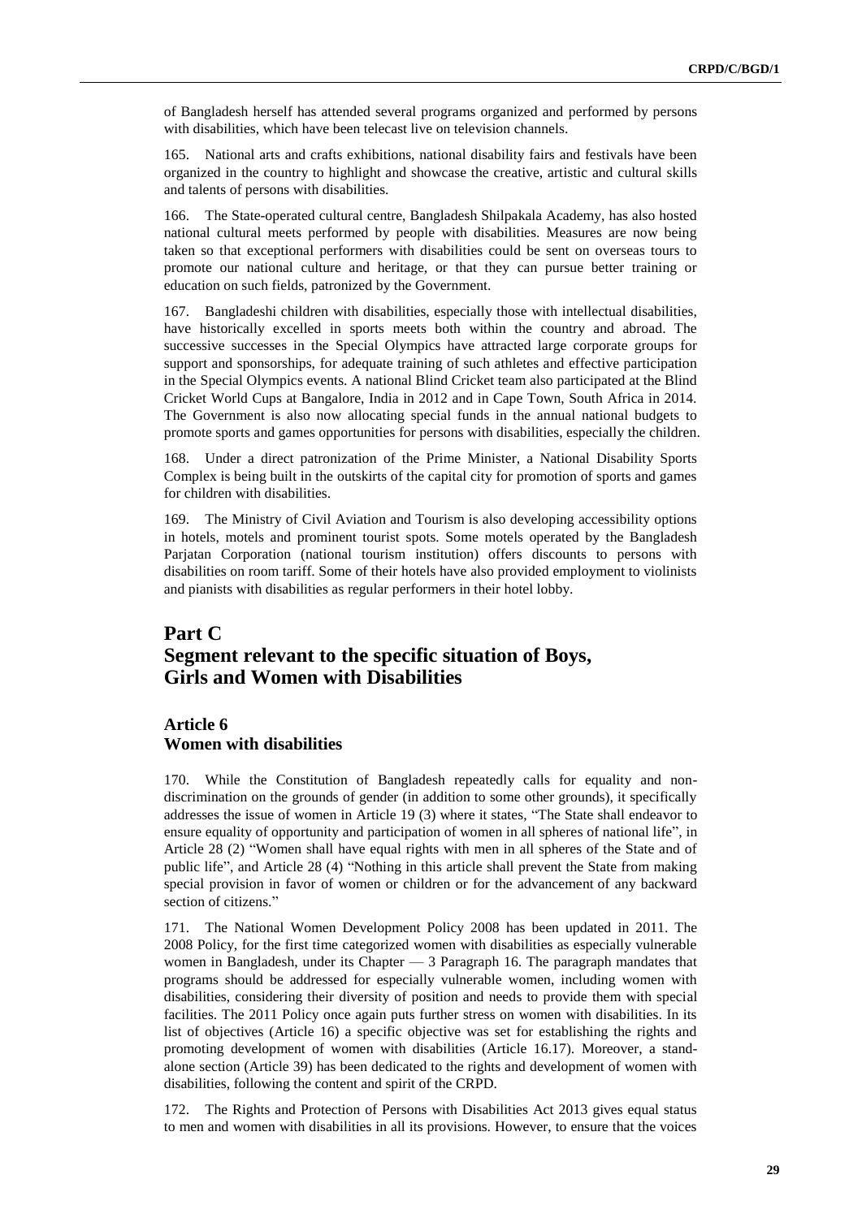of Bangladesh herself has attended several programs organized and performed by persons with disabilities, which have been telecast live on television channels.

165. National arts and crafts exhibitions, national disability fairs and festivals have been organized in the country to highlight and showcase the creative, artistic and cultural skills and talents of persons with disabilities.

166. The State-operated cultural centre, Bangladesh Shilpakala Academy, has also hosted national cultural meets performed by people with disabilities. Measures are now being taken so that exceptional performers with disabilities could be sent on overseas tours to promote our national culture and heritage, or that they can pursue better training or education on such fields, patronized by the Government.

167. Bangladeshi children with disabilities, especially those with intellectual disabilities, have historically excelled in sports meets both within the country and abroad. The successive successes in the Special Olympics have attracted large corporate groups for support and sponsorships, for adequate training of such athletes and effective participation in the Special Olympics events. A national Blind Cricket team also participated at the Blind Cricket World Cups at Bangalore, India in 2012 and in Cape Town, South Africa in 2014. The Government is also now allocating special funds in the annual national budgets to promote sports and games opportunities for persons with disabilities, especially the children.

168. Under a direct patronization of the Prime Minister, a National Disability Sports Complex is being built in the outskirts of the capital city for promotion of sports and games for children with disabilities.

169. The Ministry of Civil Aviation and Tourism is also developing accessibility options in hotels, motels and prominent tourist spots. Some motels operated by the Bangladesh Parjatan Corporation (national tourism institution) offers discounts to persons with disabilities on room tariff. Some of their hotels have also provided employment to violinists and pianists with disabilities as regular performers in their hotel lobby.

# Part C
# Segment relevant to the specific situation of Boys, Girls and Women with Disabilities

## Article 6
## Women with disabilities

170. While the Constitution of Bangladesh repeatedly calls for equality and non-discrimination on the grounds of gender (in addition to some other grounds), it specifically addresses the issue of women in Article 19 (3) where it states, "The State shall endeavor to ensure equality of opportunity and participation of women in all spheres of national life", in Article 28 (2) "Women shall have equal rights with men in all spheres of the State and of public life", and Article 28 (4) "Nothing in this article shall prevent the State from making special provision in favor of women or children or for the advancement of any backward section of citizens."

171. The National Women Development Policy 2008 has been updated in 2011. The 2008 Policy, for the first time categorized women with disabilities as especially vulnerable women in Bangladesh, under its Chapter — 3 Paragraph 16. The paragraph mandates that programs should be addressed for especially vulnerable women, including women with disabilities, considering their diversity of position and needs to provide them with special facilities. The 2011 Policy once again puts further stress on women with disabilities. In its list of objectives (Article 16) a specific objective was set for establishing the rights and promoting development of women with disabilities (Article 16.17). Moreover, a stand-alone section (Article 39) has been dedicated to the rights and development of women with disabilities, following the content and spirit of the CRPD.

172. The Rights and Protection of Persons with Disabilities Act 2013 gives equal status to men and women with disabilities in all its provisions. However, to ensure that the voices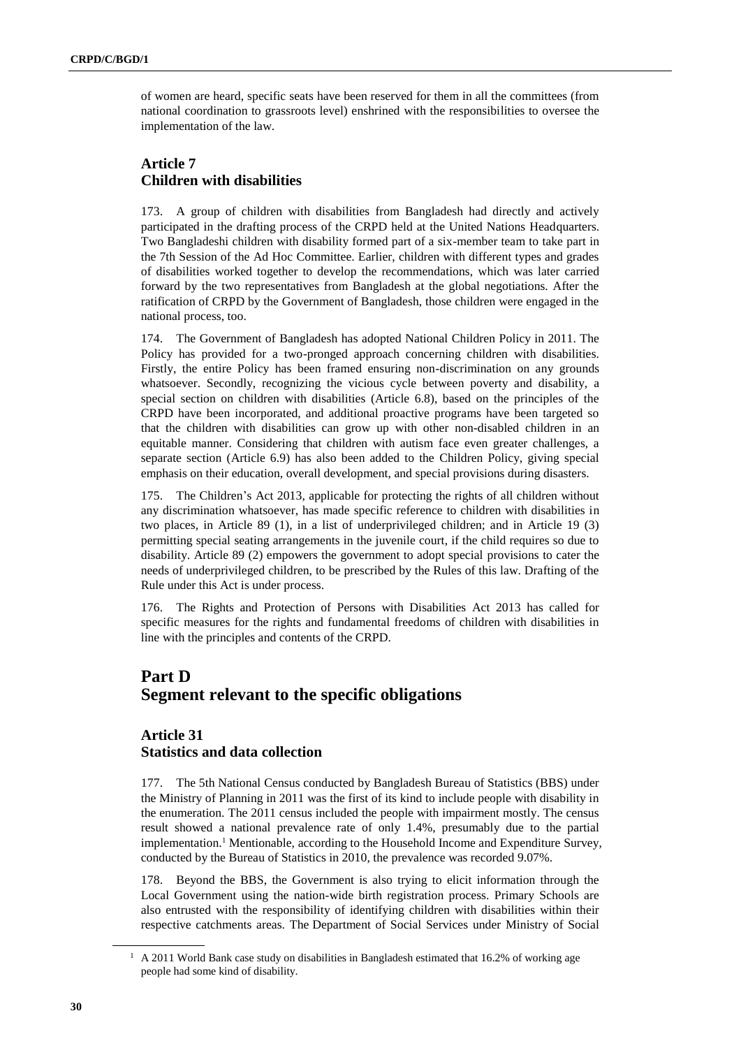of women are heard, specific seats have been reserved for them in all the committees (from national coordination to grassroots level) enshrined with the responsibilities to oversee the implementation of the law.

### Article 7
### Children with disabilities

173. A group of children with disabilities from Bangladesh had directly and actively participated in the drafting process of the CRPD held at the United Nations Headquarters. Two Bangladeshi children with disability formed part of a six-member team to take part in the 7th Session of the Ad Hoc Committee. Earlier, children with different types and grades of disabilities worked together to develop the recommendations, which was later carried forward by the two representatives from Bangladesh at the global negotiations. After the ratification of CRPD by the Government of Bangladesh, those children were engaged in the national process, too.

174. The Government of Bangladesh has adopted National Children Policy in 2011. The Policy has provided for a two-pronged approach concerning children with disabilities. Firstly, the entire Policy has been framed ensuring non-discrimination on any grounds whatsoever. Secondly, recognizing the vicious cycle between poverty and disability, a special section on children with disabilities (Article 6.8), based on the principles of the CRPD have been incorporated, and additional proactive programs have been targeted so that the children with disabilities can grow up with other non-disabled children in an equitable manner. Considering that children with autism face even greater challenges, a separate section (Article 6.9) has also been added to the Children Policy, giving special emphasis on their education, overall development, and special provisions during disasters.

175. The Children's Act 2013, applicable for protecting the rights of all children without any discrimination whatsoever, has made specific reference to children with disabilities in two places, in Article 89 (1), in a list of underprivileged children; and in Article 19 (3) permitting special seating arrangements in the juvenile court, if the child requires so due to disability. Article 89 (2) empowers the government to adopt special provisions to cater the needs of underprivileged children, to be prescribed by the Rules of this law. Drafting of the Rule under this Act is under process.

176. The Rights and Protection of Persons with Disabilities Act 2013 has called for specific measures for the rights and fundamental freedoms of children with disabilities in line with the principles and contents of the CRPD.

## Part D
## Segment relevant to the specific obligations

### Article 31
### Statistics and data collection

177. The 5th National Census conducted by Bangladesh Bureau of Statistics (BBS) under the Ministry of Planning in 2011 was the first of its kind to include people with disability in the enumeration. The 2011 census included the people with impairment mostly. The census result showed a national prevalence rate of only 1.4%, presumably due to the partial implementation.[1] Mentionable, according to the Household Income and Expenditure Survey, conducted by the Bureau of Statistics in 2010, the prevalence was recorded 9.07%.

178. Beyond the BBS, the Government is also trying to elicit information through the Local Government using the nation-wide birth registration process. Primary Schools are also entrusted with the responsibility of identifying children with disabilities within their respective catchments areas. The Department of Social Services under Ministry of Social

[1] A 2011 World Bank case study on disabilities in Bangladesh estimated that 16.2% of working age people had some kind of disability.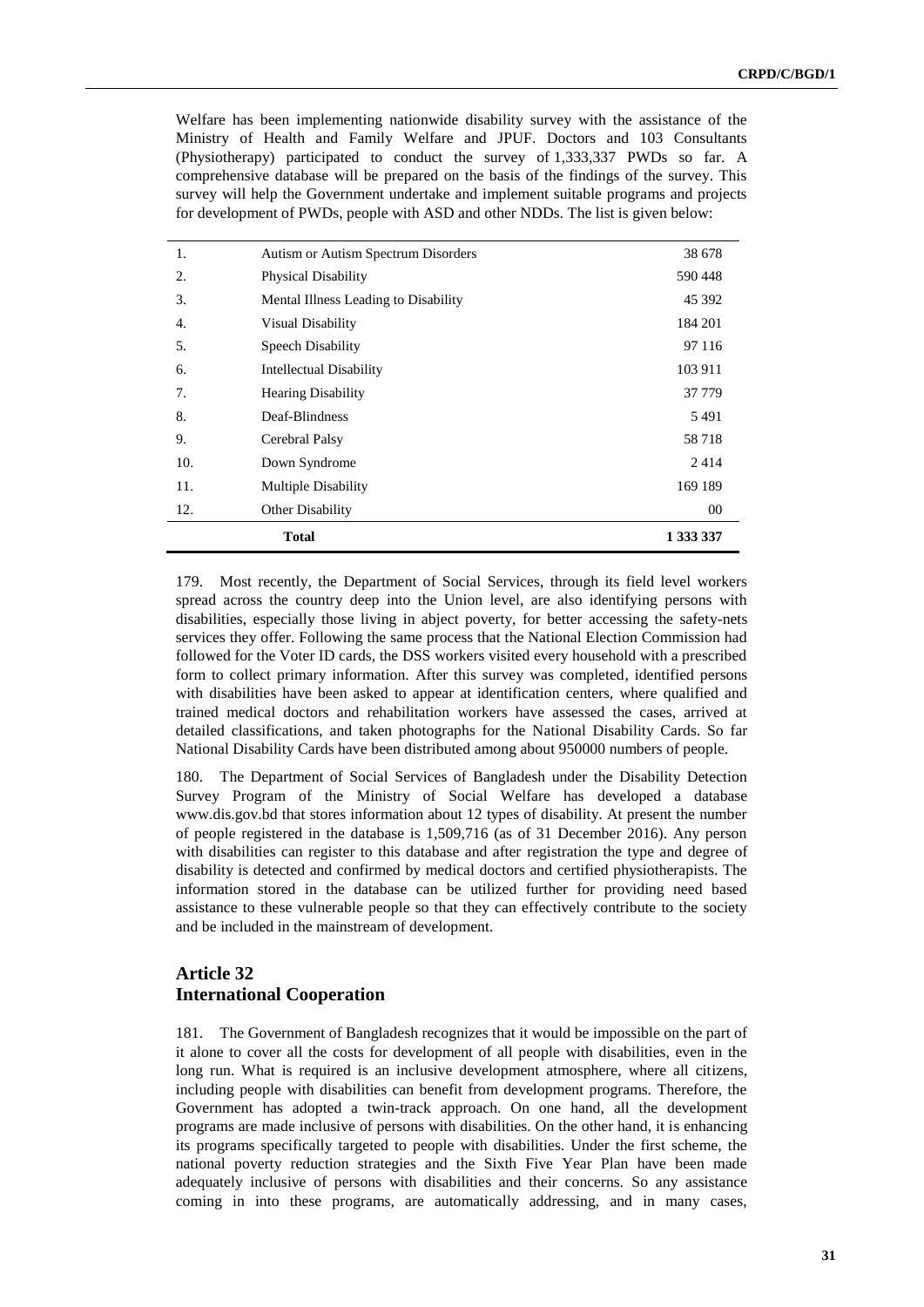Welfare has been implementing nationwide disability survey with the assistance of the Ministry of Health and Family Welfare and JPUF. Doctors and 103 Consultants (Physiotherapy) participated to conduct the survey of 1,333,337 PWDs so far. A comprehensive database will be prepared on the basis of the findings of the survey. This survey will help the Government undertake and implement suitable programs and projects for development of PWDs, people with ASD and other NDDs. The list is given below:

| | | |
|---|---|---|
| 1. | Autism or Autism Spectrum Disorders | 38 678 |
| 2. | Physical Disability | 590 448 |
| 3. | Mental Illness Leading to Disability | 45 392 |
| 4. | Visual Disability | 184 201 |
| 5. | Speech Disability | 97 116 |
| 6. | Intellectual Disability | 103 911 |
| 7. | Hearing Disability | 37 779 |
| 8. | Deaf-Blindness | 5 491 |
| 9. | Cerebral Palsy | 58 718 |
| 10. | Down Syndrome | 2 414 |
| 11. | Multiple Disability | 169 189 |
| 12. | Other Disability | 00 |
| | **Total** | **1 333 337** |

179. Most recently, the Department of Social Services, through its field level workers spread across the country deep into the Union level, are also identifying persons with disabilities, especially those living in abject poverty, for better accessing the safety-nets services they offer. Following the same process that the National Election Commission had followed for the Voter ID cards, the DSS workers visited every household with a prescribed form to collect primary information. After this survey was completed, identified persons with disabilities have been asked to appear at identification centers, where qualified and trained medical doctors and rehabilitation workers have assessed the cases, arrived at detailed classifications, and taken photographs for the National Disability Cards. So far National Disability Cards have been distributed among about 950000 numbers of people.

180. The Department of Social Services of Bangladesh under the Disability Detection Survey Program of the Ministry of Social Welfare has developed a database www.dis.gov.bd that stores information about 12 types of disability. At present the number of people registered in the database is 1,509,716 (as of 31 December 2016). Any person with disabilities can register to this database and after registration the type and degree of disability is detected and confirmed by medical doctors and certified physiotherapists. The information stored in the database can be utilized further for providing need based assistance to these vulnerable people so that they can effectively contribute to the society and be included in the mainstream of development.

## Article 32
## International Cooperation

181. The Government of Bangladesh recognizes that it would be impossible on the part of it alone to cover all the costs for development of all people with disabilities, even in the long run. What is required is an inclusive development atmosphere, where all citizens, including people with disabilities can benefit from development programs. Therefore, the Government has adopted a twin-track approach. On one hand, all the development programs are made inclusive of persons with disabilities. On the other hand, it is enhancing its programs specifically targeted to people with disabilities. Under the first scheme, the national poverty reduction strategies and the Sixth Five Year Plan have been made adequately inclusive of persons with disabilities and their concerns. So any assistance coming in into these programs, are automatically addressing, and in many cases,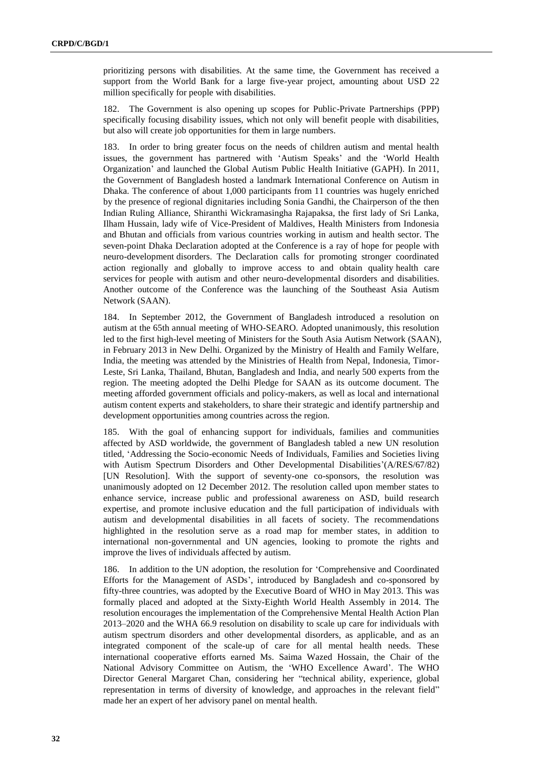prioritizing persons with disabilities. At the same time, the Government has received a support from the World Bank for a large five-year project, amounting about USD 22 million specifically for people with disabilities.

182. The Government is also opening up scopes for Public-Private Partnerships (PPP) specifically focusing disability issues, which not only will benefit people with disabilities, but also will create job opportunities for them in large numbers.

183. In order to bring greater focus on the needs of children autism and mental health issues, the government has partnered with 'Autism Speaks' and the 'World Health Organization' and launched the Global Autism Public Health Initiative (GAPH). In 2011, the Government of Bangladesh hosted a landmark International Conference on Autism in Dhaka. The conference of about 1,000 participants from 11 countries was hugely enriched by the presence of regional dignitaries including Sonia Gandhi, the Chairperson of the then Indian Ruling Alliance, Shiranthi Wickramasingha Rajapaksa, the first lady of Sri Lanka, Ilham Hussain, lady wife of Vice-President of Maldives, Health Ministers from Indonesia and Bhutan and officials from various countries working in autism and health sector. The seven-point Dhaka Declaration adopted at the Conference is a ray of hope for people with neuro-development disorders. The Declaration calls for promoting stronger coordinated action regionally and globally to improve access to and obtain quality health care services for people with autism and other neuro-developmental disorders and disabilities. Another outcome of the Conference was the launching of the Southeast Asia Autism Network (SAAN).

184. In September 2012, the Government of Bangladesh introduced a resolution on autism at the 65th annual meeting of WHO-SEARO. Adopted unanimously, this resolution led to the first high-level meeting of Ministers for the South Asia Autism Network (SAAN), in February 2013 in New Delhi. Organized by the Ministry of Health and Family Welfare, India, the meeting was attended by the Ministries of Health from Nepal, Indonesia, Timor-Leste, Sri Lanka, Thailand, Bhutan, Bangladesh and India, and nearly 500 experts from the region. The meeting adopted the Delhi Pledge for SAAN as its outcome document. The meeting afforded government officials and policy-makers, as well as local and international autism content experts and stakeholders, to share their strategic and identify partnership and development opportunities among countries across the region.

185. With the goal of enhancing support for individuals, families and communities affected by ASD worldwide, the government of Bangladesh tabled a new UN resolution titled, 'Addressing the Socio-economic Needs of Individuals, Families and Societies living with Autism Spectrum Disorders and Other Developmental Disabilities'(A/RES/67/82) [UN Resolution]. With the support of seventy-one co-sponsors, the resolution was unanimously adopted on 12 December 2012. The resolution called upon member states to enhance service, increase public and professional awareness on ASD, build research expertise, and promote inclusive education and the full participation of individuals with autism and developmental disabilities in all facets of society. The recommendations highlighted in the resolution serve as a road map for member states, in addition to international non-governmental and UN agencies, looking to promote the rights and improve the lives of individuals affected by autism.

186. In addition to the UN adoption, the resolution for 'Comprehensive and Coordinated Efforts for the Management of ASDs', introduced by Bangladesh and co-sponsored by fifty-three countries, was adopted by the Executive Board of WHO in May 2013. This was formally placed and adopted at the Sixty-Eighth World Health Assembly in 2014. The resolution encourages the implementation of the Comprehensive Mental Health Action Plan 2013–2020 and the WHA 66.9 resolution on disability to scale up care for individuals with autism spectrum disorders and other developmental disorders, as applicable, and as an integrated component of the scale-up of care for all mental health needs. These international cooperative efforts earned Ms. Saima Wazed Hossain, the Chair of the National Advisory Committee on Autism, the 'WHO Excellence Award'. The WHO Director General Margaret Chan, considering her "technical ability, experience, global representation in terms of diversity of knowledge, and approaches in the relevant field" made her an expert of her advisory panel on mental health.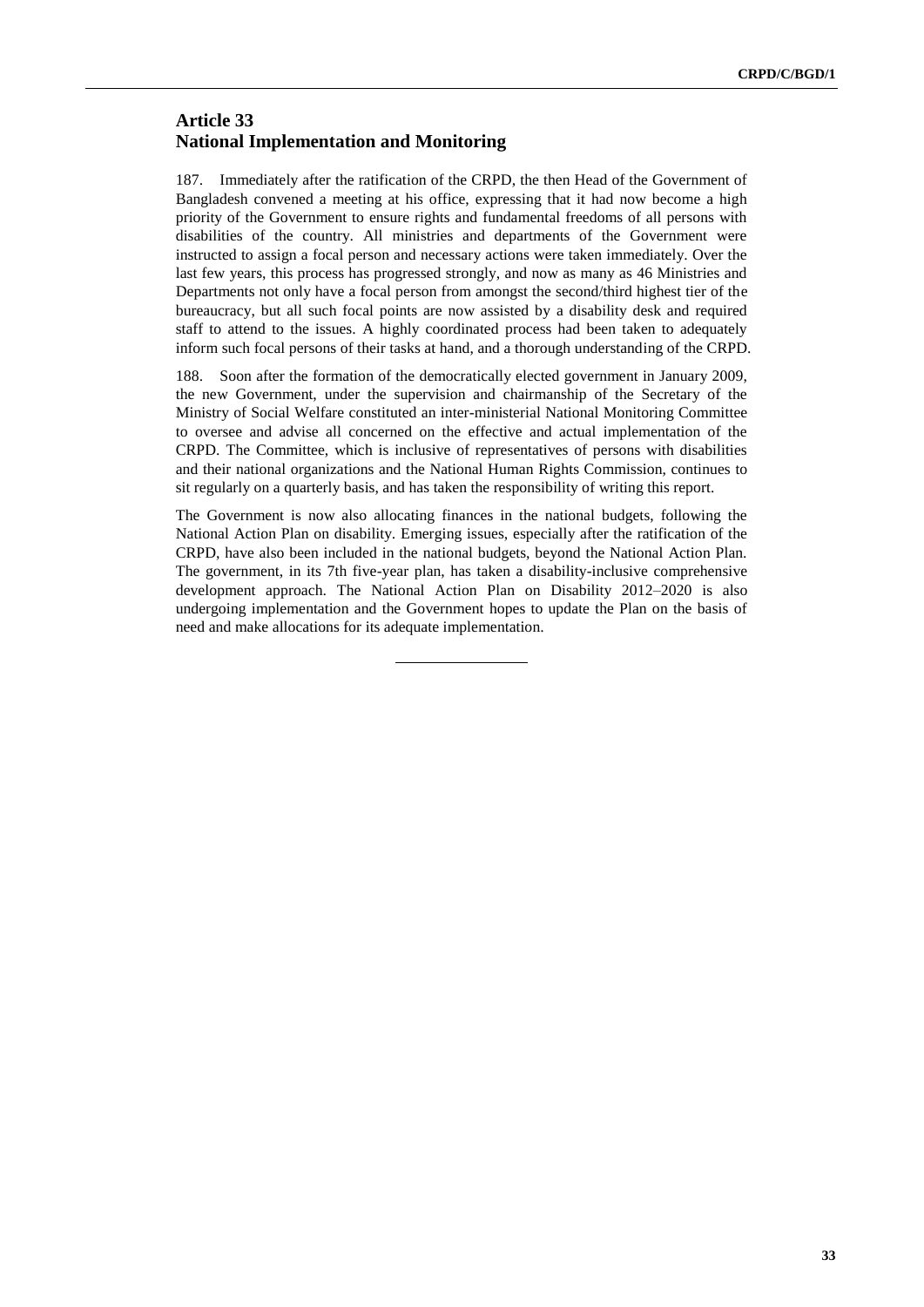## Article 33
## National Implementation and Monitoring

187. Immediately after the ratification of the CRPD, the then Head of the Government of Bangladesh convened a meeting at his office, expressing that it had now become a high priority of the Government to ensure rights and fundamental freedoms of all persons with disabilities of the country. All ministries and departments of the Government were instructed to assign a focal person and necessary actions were taken immediately. Over the last few years, this process has progressed strongly, and now as many as 46 Ministries and Departments not only have a focal person from amongst the second/third highest tier of the bureaucracy, but all such focal points are now assisted by a disability desk and required staff to attend to the issues. A highly coordinated process had been taken to adequately inform such focal persons of their tasks at hand, and a thorough understanding of the CRPD.

188. Soon after the formation of the democratically elected government in January 2009, the new Government, under the supervision and chairmanship of the Secretary of the Ministry of Social Welfare constituted an inter-ministerial National Monitoring Committee to oversee and advise all concerned on the effective and actual implementation of the CRPD. The Committee, which is inclusive of representatives of persons with disabilities and their national organizations and the National Human Rights Commission, continues to sit regularly on a quarterly basis, and has taken the responsibility of writing this report.

The Government is now also allocating finances in the national budgets, following the National Action Plan on disability. Emerging issues, especially after the ratification of the CRPD, have also been included in the national budgets, beyond the National Action Plan. The government, in its 7th five-year plan, has taken a disability-inclusive comprehensive development approach. The National Action Plan on Disability 2012–2020 is also undergoing implementation and the Government hopes to update the Plan on the basis of need and make allocations for its adequate implementation.